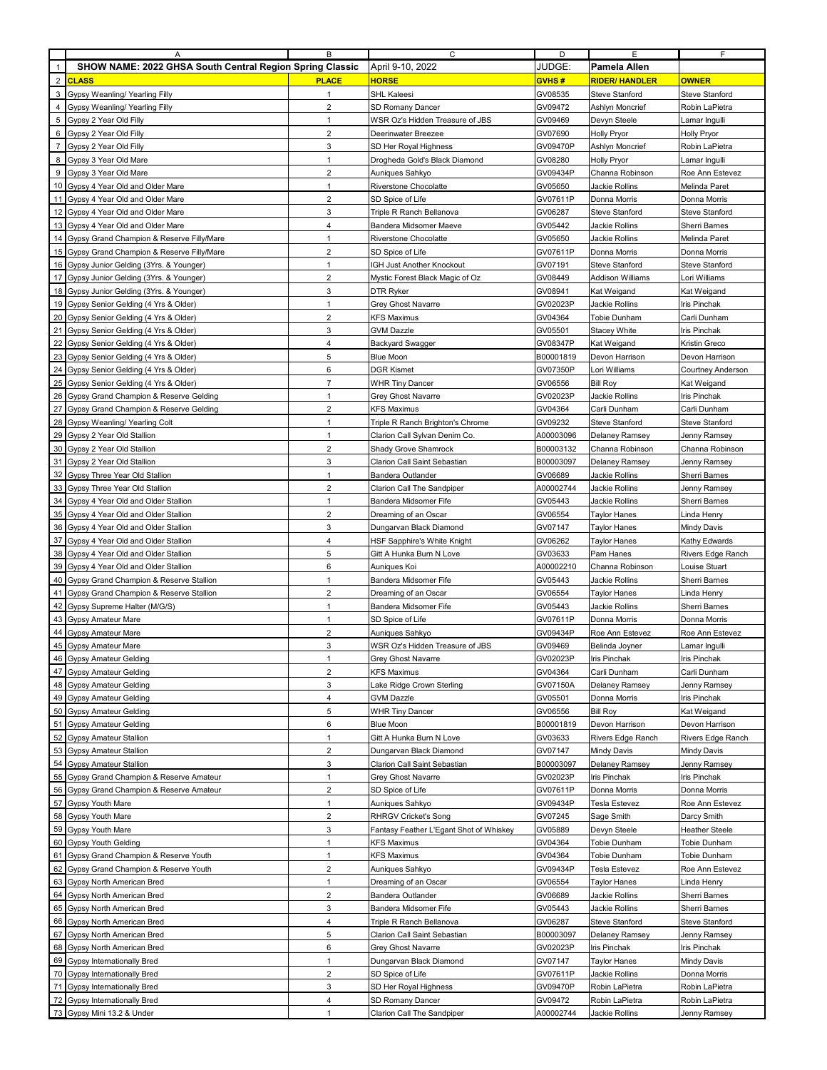| SHOW NAME: 2022 GHSA South Central Region Spring Classic | | April 9-10, 2022 | JUDGE: | Pamela Allen | |
|---|---|---|---|---|---|
| **CLASS** | **PLACE** | **HORSE** | **GVHS #** | **RIDER/ HANDLER** | **OWNER** |
| Gypsy Weanling/ Yearling Filly | 1 | SHL Kaleesi | GV08535 | Steve Stanford | Steve Stanford |
| Gypsy Weanling/ Yearling Filly | 2 | SD Romany Dancer | GV09472 | Ashlyn Moncrief | Robin LaPietra |
| Gypsy 2 Year Old Filly | 1 | WSR Oz's Hidden Treasure of JBS | GV09469 | Devyn Steele | Lamar Ingulli |
| Gypsy 2 Year Old Filly | 2 | Deerinwater Breezee | GV07690 | Holly Pryor | Holly Pryor |
| Gypsy 2 Year Old Filly | 3 | SD Her Royal Highness | GV09470P | Ashlyn Moncrief | Robin LaPietra |
| Gypsy 3 Year Old Mare | 1 | Drogheda Gold's Black Diamond | GV08280 | Holly Pryor | Lamar Ingulli |
| Gypsy 3 Year Old Mare | 2 | Auniques Sahkyo | GV09434P | Channa Robinson | Roe Ann Estevez |
| Gypsy 4 Year Old and Older Mare | 1 | Riverstone Chocolatte | GV05650 | Jackie Rollins | Melinda Paret |
| Gypsy 4 Year Old and Older Mare | 2 | SD Spice of Life | GV07611P | Donna Morris | Donna Morris |
| Gypsy 4 Year Old and Older Mare | 3 | Triple R Ranch Bellanova | GV06287 | Steve Stanford | Steve Stanford |
| Gypsy 4 Year Old and Older Mare | 4 | Bandera Midsomer Maeve | GV05442 | Jackie Rollins | Sherri Barnes |
| Gypsy Grand Champion & Reserve Filly/Mare | 1 | Riverstone Chocolatte | GV05650 | Jackie Rollins | Melinda Paret |
| Gypsy Grand Champion & Reserve Filly/Mare | 2 | SD Spice of Life | GV07611P | Donna Morris | Donna Morris |
| Gypsy Junior Gelding (3Yrs. & Younger) | 1 | IGH Just Another Knockout | GV07191 | Steve Stanford | Steve Stanford |
| Gypsy Junior Gelding (3Yrs. & Younger) | 2 | Mystic Forest Black Magic of Oz | GV08449 | Addison Williams | Lori Williams |
| Gypsy Junior Gelding (3Yrs. & Younger) | 3 | DTR Ryker | GV08941 | Kat Weigand | Kat Weigand |
| Gypsy Senior Gelding (4 Yrs & Older) | 1 | Grey Ghost Navarre | GV02023P | Jackie Rollins | Iris Pinchak |
| Gypsy Senior Gelding (4 Yrs & Older) | 2 | KFS Maximus | GV04364 | Tobie Dunham | Carli Dunham |
| Gypsy Senior Gelding (4 Yrs & Older) | 3 | GVM Dazzle | GV05501 | Stacey White | Iris Pinchak |
| Gypsy Senior Gelding (4 Yrs & Older) | 4 | Backyard Swagger | GV08347P | Kat Weigand | Kristin Greco |
| Gypsy Senior Gelding (4 Yrs & Older) | 5 | Blue Moon | B00001819 | Devon Harrison | Devon Harrison |
| Gypsy Senior Gelding (4 Yrs & Older) | 6 | DGR Kismet | GV07350P | Lori Williams | Courtney Anderson |
| Gypsy Senior Gelding (4 Yrs & Older) | 7 | WHR Tiny Dancer | GV06556 | Bill Roy | Kat Weigand |
| Gypsy Grand Champion & Reserve Gelding | 1 | Grey Ghost Navarre | GV02023P | Jackie Rollins | Iris Pinchak |
| Gypsy Grand Champion & Reserve Gelding | 2 | KFS Maximus | GV04364 | Carli Dunham | Carli Dunham |
| Gypsy Weanling/ Yearling Colt | 1 | Triple R Ranch Brighton's Chrome | GV09232 | Steve Stanford | Steve Stanford |
| Gypsy 2 Year Old Stallion | 1 | Clarion Call Sylvan Denim Co. | A00003096 | Delaney Ramsey | Jenny Ramsey |
| Gypsy 2 Year Old Stallion | 2 | Shady Grove Shamrock | B00003132 | Channa Robinson | Channa Robinson |
| Gypsy 2 Year Old Stallion | 3 | Clarion Call Saint Sebastian | B00003097 | Delaney Ramsey | Jenny Ramsey |
| Gypsy Three Year Old Stallion | 1 | Bandera Outlander | GV06689 | Jackie Rollins | Sherri Barnes |
| Gypsy Three Year Old Stallion | 2 | Clarion Call The Sandpiper | A00002744 | Jackie Rollins | Jenny Ramsey |
| Gypsy 4 Year Old and Older Stallion | 1 | Bandera Midsomer Fife | GV05443 | Jackie Rollins | Sherri Barnes |
| Gypsy 4 Year Old and Older Stallion | 2 | Dreaming of an Oscar | GV06554 | Taylor Hanes | Linda Henry |
| Gypsy 4 Year Old and Older Stallion | 3 | Dungarvan Black Diamond | GV07147 | Taylor Hanes | Mindy Davis |
| Gypsy 4 Year Old and Older Stallion | 4 | HSF Sapphire's White Knight | GV06262 | Taylor Hanes | Kathy Edwards |
| Gypsy 4 Year Old and Older Stallion | 5 | Gitt A Hunka Burn N Love | GV03633 | Pam Hanes | Rivers Edge Ranch |
| Gypsy 4 Year Old and Older Stallion | 6 | Auniques Koi | A00002210 | Channa Robinson | Louise Stuart |
| Gypsy Grand Champion & Reserve Stallion | 1 | Bandera Midsomer Fife | GV05443 | Jackie Rollins | Sherri Barnes |
| Gypsy Grand Champion & Reserve Stallion | 2 | Dreaming of an Oscar | GV06554 | Taylor Hanes | Linda Henry |
| Gypsy Supreme Halter (M/G/S) | 1 | Bandera Midsomer Fife | GV05443 | Jackie Rollins | Sherri Barnes |
| Gypsy Amateur Mare | 1 | SD Spice of Life | GV07611P | Donna Morris | Donna Morris |
| Gypsy Amateur Mare | 2 | Auniques Sahkyo | GV09434P | Roe Ann Estevez | Roe Ann Estevez |
| Gypsy Amateur Mare | 3 | WSR Oz's Hidden Treasure of JBS | GV09469 | Belinda Joyner | Lamar Ingulli |
| Gypsy Amateur Gelding | 1 | Grey Ghost Navarre | GV02023P | Iris Pinchak | Iris Pinchak |
| Gypsy Amateur Gelding | 2 | KFS Maximus | GV04364 | Carli Dunham | Carli Dunham |
| Gypsy Amateur Gelding | 3 | Lake Ridge Crown Sterling | GV07150A | Delaney Ramsey | Jenny Ramsey |
| Gypsy Amateur Gelding | 4 | GVM Dazzle | GV05501 | Donna Morris | Iris Pinchak |
| Gypsy Amateur Gelding | 5 | WHR Tiny Dancer | GV06556 | Bill Roy | Kat Weigand |
| Gypsy Amateur Gelding | 6 | Blue Moon | B00001819 | Devon Harrison | Devon Harrison |
| Gypsy Amateur Stallion | 1 | Gitt A Hunka Burn N Love | GV03633 | Rivers Edge Ranch | Rivers Edge Ranch |
| Gypsy Amateur Stallion | 2 | Dungarvan Black Diamond | GV07147 | Mindy Davis | Mindy Davis |
| Gypsy Amateur Stallion | 3 | Clarion Call Saint Sebastian | B00003097 | Delaney Ramsey | Jenny Ramsey |
| Gypsy Grand Champion & Reserve Amateur | 1 | Grey Ghost Navarre | GV02023P | Iris Pinchak | Iris Pinchak |
| Gypsy Grand Champion & Reserve Amateur | 2 | SD Spice of Life | GV07611P | Donna Morris | Donna Morris |
| Gypsy Youth Mare | 1 | Auniques Sahkyo | GV09434P | Tesla Estevez | Roe Ann Estevez |
| Gypsy Youth Mare | 2 | RHRGV Cricket's Song | GV07245 | Sage Smith | Darcy Smith |
| Gypsy Youth Mare | 3 | Fantasy Feather L'Egant Shot of Whiskey | GV05889 | Devyn Steele | Heather Steele |
| Gypsy Youth Gelding | 1 | KFS Maximus | GV04364 | Tobie Dunham | Tobie Dunham |
| Gypsy Grand Champion & Reserve Youth | 1 | KFS Maximus | GV04364 | Tobie Dunham | Tobie Dunham |
| Gypsy Grand Champion & Reserve Youth | 2 | Auniques Sahkyo | GV09434P | Tesla Estevez | Roe Ann Estevez |
| Gypsy North American Bred | 1 | Dreaming of an Oscar | GV06554 | Taylor Hanes | Linda Henry |
| Gypsy North American Bred | 2 | Bandera Outlander | GV06689 | Jackie Rollins | Sherri Barnes |
| Gypsy North American Bred | 3 | Bandera Midsomer Fife | GV05443 | Jackie Rollins | Sherri Barnes |
| Gypsy North American Bred | 4 | Triple R Ranch Bellanova | GV06287 | Steve Stanford | Steve Stanford |
| Gypsy North American Bred | 5 | Clarion Call Saint Sebastian | B00003097 | Delaney Ramsey | Jenny Ramsey |
| Gypsy North American Bred | 6 | Grey Ghost Navarre | GV02023P | Iris Pinchak | Iris Pinchak |
| Gypsy Internationally Bred | 1 | Dungarvan Black Diamond | GV07147 | Taylor Hanes | Mindy Davis |
| Gypsy Internationally Bred | 2 | SD Spice of Life | GV07611P | Jackie Rollins | Donna Morris |
| Gypsy Internationally Bred | 3 | SD Her Royal Highness | GV09470P | Robin LaPietra | Robin LaPietra |
| Gypsy Internationally Bred | 4 | SD Romany Dancer | GV09472 | Robin LaPietra | Robin LaPietra |
| Gypsy Mini 13.2 & Under | 1 | Clarion Call The Sandpiper | A00002744 | Jackie Rollins | Jenny Ramsey |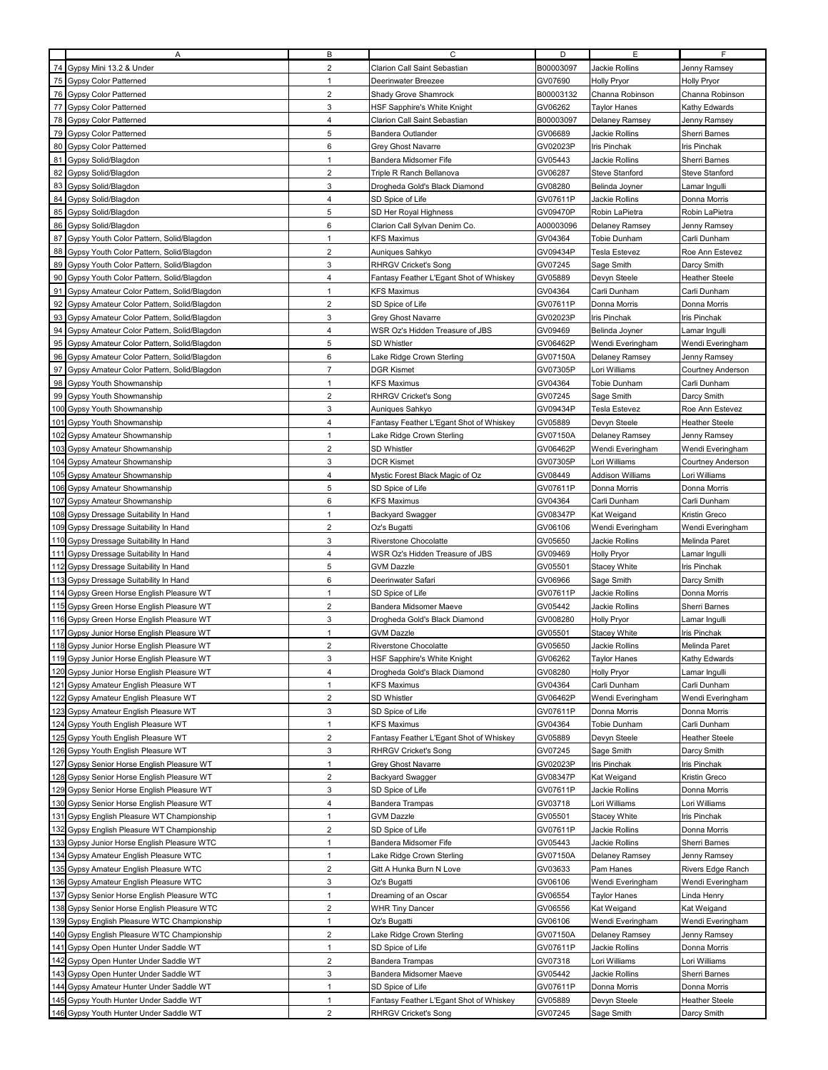| | A | B | C | D | E | F |
|---|---|---|---|---|---|---|
| 74 | Gypsy Mini 13.2 & Under | 2 | Clarion Call Saint Sebastian | B00003097 | Jackie Rollins | Jenny Ramsey |
| 75 | Gypsy Color Patterned | 1 | Deerinwater Breezee | GV07690 | Holly Pryor | Holly Pryor |
| 76 | Gypsy Color Patterned | 2 | Shady Grove Shamrock | B00003132 | Channa Robinson | Channa Robinson |
| 77 | Gypsy Color Patterned | 3 | HSF Sapphire's White Knight | GV06262 | Taylor Hanes | Kathy Edwards |
| 78 | Gypsy Color Patterned | 4 | Clarion Call Saint Sebastian | B00003097 | Delaney Ramsey | Jenny Ramsey |
| 79 | Gypsy Color Patterned | 5 | Bandera Outlander | GV06689 | Jackie Rollins | Sherri Barnes |
| 80 | Gypsy Color Patterned | 6 | Grey Ghost Navarre | GV02023P | Iris Pinchak | Iris Pinchak |
| 81 | Gypsy Solid/Blagdon | 1 | Bandera Midsomer Fife | GV05443 | Jackie Rollins | Sherri Barnes |
| 82 | Gypsy Solid/Blagdon | 2 | Triple R Ranch Bellanova | GV06287 | Steve Stanford | Steve Stanford |
| 83 | Gypsy Solid/Blagdon | 3 | Drogheda Gold's Black Diamond | GV08280 | Belinda Joyner | Lamar Ingulli |
| 84 | Gypsy Solid/Blagdon | 4 | SD Spice of Life | GV07611P | Jackie Rollins | Donna Morris |
| 85 | Gypsy Solid/Blagdon | 5 | SD Her Royal Highness | GV09470P | Robin LaPietra | Robin LaPietra |
| 86 | Gypsy Solid/Blagdon | 6 | Clarion Call Sylvan Denim Co. | A00003096 | Delaney Ramsey | Jenny Ramsey |
| 87 | Gypsy Youth Color Pattern, Solid/Blagdon | 1 | KFS Maximus | GV04364 | Tobie Dunham | Carli Dunham |
| 88 | Gypsy Youth Color Pattern, Solid/Blagdon | 2 | Auniques Sahkyo | GV09434P | Tesla Estevez | Roe Ann Estevez |
| 89 | Gypsy Youth Color Pattern, Solid/Blagdon | 3 | RHRGV Cricket's Song | GV07245 | Sage Smith | Darcy Smith |
| 90 | Gypsy Youth Color Pattern, Solid/Blagdon | 4 | Fantasy Feather L'Egant Shot of Whiskey | GV05889 | Devyn Steele | Heather Steele |
| 91 | Gypsy Amateur Color Pattern, Solid/Blagdon | 1 | KFS Maximus | GV04364 | Carli Dunham | Carli Dunham |
| 92 | Gypsy Amateur Color Pattern, Solid/Blagdon | 2 | SD Spice of Life | GV07611P | Donna Morris | Donna Morris |
| 93 | Gypsy Amateur Color Pattern, Solid/Blagdon | 3 | Grey Ghost Navarre | GV02023P | Iris Pinchak | Iris Pinchak |
| 94 | Gypsy Amateur Color Pattern, Solid/Blagdon | 4 | WSR Oz's Hidden Treasure of JBS | GV09469 | Belinda Joyner | Lamar Ingulli |
| 95 | Gypsy Amateur Color Pattern, Solid/Blagdon | 5 | SD Whistler | GV06462P | Wendi Everingham | Wendi Everingham |
| 96 | Gypsy Amateur Color Pattern, Solid/Blagdon | 6 | Lake Ridge Crown Sterling | GV07150A | Delaney Ramsey | Jenny Ramsey |
| 97 | Gypsy Amateur Color Pattern, Solid/Blagdon | 7 | DGR Kismet | GV07305P | Lori Williams | Courtney Anderson |
| 98 | Gypsy Youth Showmanship | 1 | KFS Maximus | GV04364 | Tobie Dunham | Carli Dunham |
| 99 | Gypsy Youth Showmanship | 2 | RHRGV Cricket's Song | GV07245 | Sage Smith | Darcy Smith |
| 100 | Gypsy Youth Showmanship | 3 | Auniques Sahkyo | GV09434P | Tesla Estevez | Roe Ann Estevez |
| 101 | Gypsy Youth Showmanship | 4 | Fantasy Feather L'Egant Shot of Whiskey | GV05889 | Devyn Steele | Heather Steele |
| 102 | Gypsy Amateur Showmanship | 1 | Lake Ridge Crown Sterling | GV07150A | Delaney Ramsey | Jenny Ramsey |
| 103 | Gypsy Amateur Showmanship | 2 | SD Whistler | GV06462P | Wendi Everingham | Wendi Everingham |
| 104 | Gypsy Amateur Showmanship | 3 | DCR Kismet | GV07305P | Lori Williams | Courtney Anderson |
| 105 | Gypsy Amateur Showmanship | 4 | Mystic Forest Black Magic of Oz | GV08449 | Addison Williams | Lori Williams |
| 106 | Gypsy Amateur Showmanship | 5 | SD Spice of Life | GV07611P | Donna Morris | Donna Morris |
| 107 | Gypsy Amateur Showmanship | 6 | KFS Maximus | GV04364 | Carli Dunham | Carli Dunham |
| 108 | Gypsy Dressage Suitability In Hand | 1 | Backyard Swagger | GV08347P | Kat Weigand | Kristin Greco |
| 109 | Gypsy Dressage Suitability In Hand | 2 | Oz's Bugatti | GV06106 | Wendi Everingham | Wendi Everingham |
| 110 | Gypsy Dressage Suitability In Hand | 3 | Riverstone Chocolatte | GV05650 | Jackie Rollins | Melinda Paret |
| 111 | Gypsy Dressage Suitability In Hand | 4 | WSR Oz's Hidden Treasure of JBS | GV09469 | Holly Pryor | Lamar Ingulli |
| 112 | Gypsy Dressage Suitability In Hand | 5 | GVM Dazzle | GV05501 | Stacey White | Iris Pinchak |
| 113 | Gypsy Dressage Suitability In Hand | 6 | Deerinwater Safari | GV06966 | Sage Smith | Darcy Smith |
| 114 | Gypsy Green Horse English Pleasure WT | 1 | SD Spice of Life | GV07611P | Jackie Rollins | Donna Morris |
| 115 | Gypsy Green Horse English Pleasure WT | 2 | Bandera Midsomer Maeve | GV05442 | Jackie Rollins | Sherri Barnes |
| 116 | Gypsy Green Horse English Pleasure WT | 3 | Drogheda Gold's Black Diamond | GV008280 | Holly Pryor | Lamar Ingulli |
| 117 | Gypsy Junior Horse English Pleasure WT | 1 | GVM Dazzle | GV05501 | Stacey White | Iris Pinchak |
| 118 | Gypsy Junior Horse English Pleasure WT | 2 | Riverstone Chocolatte | GV05650 | Jackie Rollins | Melinda Paret |
| 119 | Gypsy Junior Horse English Pleasure WT | 3 | HSF Sapphire's White Knight | GV06262 | Taylor Hanes | Kathy Edwards |
| 120 | Gypsy Junior Horse English Pleasure WT | 4 | Drogheda Gold's Black Diamond | GV08280 | Holly Pryor | Lamar Ingulli |
| 121 | Gypsy Amateur English Pleasure WT | 1 | KFS Maximus | GV04364 | Carli Dunham | Carli Dunham |
| 122 | Gypsy Amateur English Pleasure WT | 2 | SD Whistler | GV06462P | Wendi Everingham | Wendi Everingham |
| 123 | Gypsy Amateur English Pleasure WT | 3 | SD Spice of Life | GV07611P | Donna Morris | Donna Morris |
| 124 | Gypsy Youth English Pleasure WT | 1 | KFS Maximus | GV04364 | Tobie Dunham | Carli Dunham |
| 125 | Gypsy Youth English Pleasure WT | 2 | Fantasy Feather L'Egant Shot of Whiskey | GV05889 | Devyn Steele | Heather Steele |
| 126 | Gypsy Youth English Pleasure WT | 3 | RHRGV Cricket's Song | GV07245 | Sage Smith | Darcy Smith |
| 127 | Gypsy Senior Horse English Pleasure WT | 1 | Grey Ghost Navarre | GV02023P | Iris Pinchak | Iris Pinchak |
| 128 | Gypsy Senior Horse English Pleasure WT | 2 | Backyard Swagger | GV08347P | Kat Weigand | Kristin Greco |
| 129 | Gypsy Senior Horse English Pleasure WT | 3 | SD Spice of Life | GV07611P | Jackie Rollins | Donna Morris |
| 130 | Gypsy Senior Horse English Pleasure WT | 4 | Bandera Trampas | GV03718 | Lori Williams | Lori Williams |
| 131 | Gypsy English Pleasure WT Championship | 1 | GVM Dazzle | GV05501 | Stacey White | Iris Pinchak |
| 132 | Gypsy English Pleasure WT Championship | 2 | SD Spice of Life | GV07611P | Jackie Rollins | Donna Morris |
| 133 | Gypsy Junior Horse English Pleasure WTC | 1 | Bandera Midsomer Fife | GV05443 | Jackie Rollins | Sherri Barnes |
| 134 | Gypsy Amateur English Pleasure WTC | 1 | Lake Ridge Crown Sterling | GV07150A | Delaney Ramsey | Jenny Ramsey |
| 135 | Gypsy Amateur English Pleasure WTC | 2 | Gitt A Hunka Burn N Love | GV03633 | Pam Hanes | Rivers Edge Ranch |
| 136 | Gypsy Amateur English Pleasure WTC | 3 | Oz's Bugatti | GV06106 | Wendi Everingham | Wendi Everingham |
| 137 | Gypsy Senior Horse English Pleasure WTC | 1 | Dreaming of an Oscar | GV06554 | Taylor Hanes | Linda Henry |
| 138 | Gypsy Senior Horse English Pleasure WTC | 2 | WHR Tiny Dancer | GV06556 | Kat Weigand | Kat Weigand |
| 139 | Gypsy English Pleasure WTC Championship | 1 | Oz's Bugatti | GV06106 | Wendi Everingham | Wendi Everingham |
| 140 | Gypsy English Pleasure WTC Championship | 2 | Lake Ridge Crown Sterling | GV07150A | Delaney Ramsey | Jenny Ramsey |
| 141 | Gypsy Open Hunter Under Saddle WT | 1 | SD Spice of Life | GV07611P | Jackie Rollins | Donna Morris |
| 142 | Gypsy Open Hunter Under Saddle WT | 2 | Bandera Trampas | GV07318 | Lori Williams | Lori Williams |
| 143 | Gypsy Open Hunter Under Saddle WT | 3 | Bandera Midsomer Maeve | GV05442 | Jackie Rollins | Sherri Barnes |
| 144 | Gypsy Amateur Hunter Under Saddle WT | 1 | SD Spice of Life | GV07611P | Donna Morris | Donna Morris |
| 145 | Gypsy Youth Hunter Under Saddle WT | 1 | Fantasy Feather L'Egant Shot of Whiskey | GV05889 | Devyn Steele | Heather Steele |
| 146 | Gypsy Youth Hunter Under Saddle WT | 2 | RHRGV Cricket's Song | GV07245 | Sage Smith | Darcy Smith |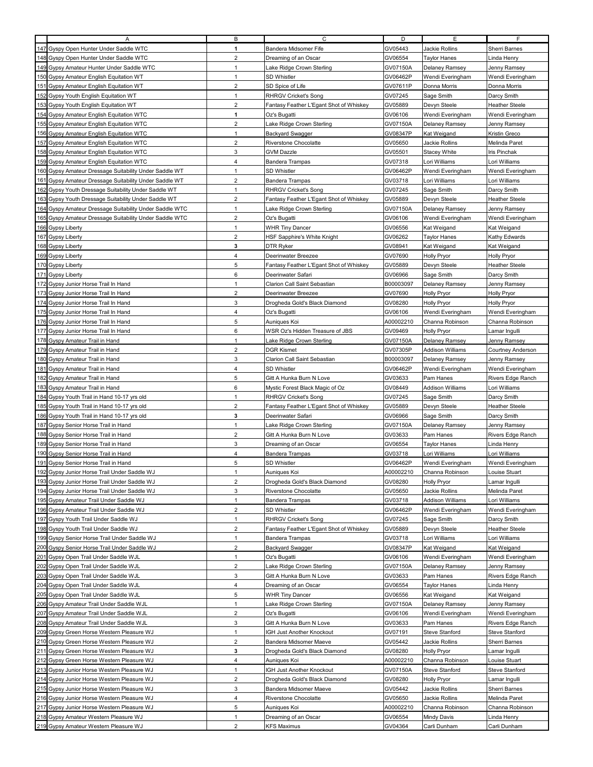| | A | B | C | D | E | F |
|---|---|---|---|---|---|---|
| 147 | Gyspy Open Hunter Under Saddle WTC | 1 | Bandera Midsomer Fife | GV05443 | Jackie Rollins | Sherri Barnes |
| 148 | Gyspy Open Hunter Under Saddle WTC | 2 | Dreaming of an Oscar | GV06554 | Taylor Hanes | Linda Henry |
| 149 | Gyspy Amateur Hunter Under Saddle WTC | 1 | Lake Ridge Crown Sterling | GV07150A | Delaney Ramsey | Jenny Ramsey |
| 150 | Gypsy Amateur English Equitation WT | 1 | SD Whistler | GV06462P | Wendi Everingham | Wendi Everingham |
| 151 | Gypsy Amateur English Equitation WT | 2 | SD Spice of Life | GV07611P | Donna Morris | Donna Morris |
| 152 | Gypsy Youth English Equitation WT | 1 | RHRGV Cricket's Song | GV07245 | Sage Smith | Darcy Smith |
| 153 | Gypsy Youth English Equitation WT | 2 | Fantasy Feather L'Egant Shot of Whiskey | GV05889 | Devyn Steele | Heather Steele |
| 154 | Gypsy Amateur English Equitation WTC | 1 | Oz's Bugatti | GV06106 | Wendi Everingham | Wendi Everingham |
| 155 | Gypsy Amateur English Equitation WTC | 2 | Lake Ridge Crown Sterling | GV07150A | Delaney Ramsey | Jenny Ramsey |
| 156 | Gypsy Amateur English Equitation WTC | 1 | Backyard Swagger | GV08347P | Kat Weigand | Kristin Greco |
| 157 | Gypsy Amateur English Equitation WTC | 2 | Riverstone Chocolatte | GV05650 | Jackie Rollins | Melinda Paret |
| 158 | Gypsy Amateur English Equitation WTC | 3 | GVM Dazzle | GV05501 | Stacey White | Iris Pinchak |
| 159 | Gypsy Amateur English Equitation WTC | 4 | Bandera Trampas | GV07318 | Lori Williams | Lori Williams |
| 160 | Gypsy Amateur Dressage Suitability Under Saddle WT | 1 | SD Whistler | GV06462P | Wendi Everingham | Wendi Everingham |
| 161 | Gypsy Amateur Dressage Suitability Under Saddle WT | 2 | Bandera Trampas | GV03718 | Lori Williams | Lori Williams |
| 162 | Gypsy Youth Dressage Suitability Under Saddle WT | 1 | RHRGV Cricket's Song | GV07245 | Sage Smith | Darcy Smith |
| 163 | Gypsy Youth Dressage Suitability Under Saddle WT | 2 | Fantasy Feather L'Egant Shot of Whiskey | GV05889 | Devyn Steele | Heather Steele |
| 164 | Gypsy Amateur Dressage Suitability Under Saddle WTC | 1 | Lake Ridge Crown Sterling | GV07150A | Delaney Ramsey | Jenny Ramsey |
| 165 | Gypsy Amateur Dressage Suitability Under Saddle WTC | 2 | Oz's Bugatti | GV06106 | Wendi Everingham | Wendi Everingham |
| 166 | Gypsy Liberty | 1 | WHR Tiny Dancer | GV06556 | Kat Weigand | Kat Weigand |
| 167 | Gypsy Liberty | 2 | HSF Sapphire's White Knight | GV06262 | Taylor Hanes | Kathy Edwards |
| 168 | Gypsy Liberty | 3 | DTR Ryker | GV08941 | Kat Weigand | Kat Weigand |
| 169 | Gypsy Liberty | 4 | Deerinwater Breezee | GV07690 | Holly Pryor | Holly Pryor |
| 170 | Gypsy Liberty | 5 | Fantasy Feather L'Egant Shot of Whiskey | GV05889 | Devyn Steele | Heather Steele |
| 171 | Gypsy Liberty | 6 | Deerinwater Safari | GV06966 | Sage Smith | Darcy Smith |
| 172 | Gypsy Junior Horse Trail In Hand | 1 | Clarion Call Saint Sebastian | B00003097 | Delaney Ramsey | Jenny Ramsey |
| 173 | Gypsy Junior Horse Trail In Hand | 2 | Deerinwater Breezee | GV07690 | Holly Pryor | Holly Pryor |
| 174 | Gypsy Junior Horse Trail In Hand | 3 | Drogheda Gold's Black Diamond | GV08280 | Holly Pryor | Holly Pryor |
| 175 | Gypsy Junior Horse Trail In Hand | 4 | Oz's Bugatti | GV06106 | Wendi Everingham | Wendi Everingham |
| 176 | Gypsy Junior Horse Trail In Hand | 5 | Auniques Koi | A00002210 | Channa Robinson | Channa Robinson |
| 177 | Gypsy Junior Horse Trail In Hand | 6 | WSR Oz's Hidden Treasure of JBS | GV09469 | Holly Pryor | Lamar Ingulli |
| 178 | Gyspy Amateur Trail in Hand | 1 | Lake Ridge Crown Sterling | GV07150A | Delaney Ramsey | Jenny Ramsey |
| 179 | Gyspy Amateur Trail in Hand | 2 | DGR Kismet | GV07305P | Addison Williams | Courtney Anderson |
| 180 | Gyspy Amateur Trail in Hand | 3 | Clarion Call Saint Sebastian | B00003097 | Delaney Ramsey | Jenny Ramsey |
| 181 | Gyspy Amateur Trail in Hand | 4 | SD Whistler | GV06462P | Wendi Everingham | Wendi Everingham |
| 182 | Gyspy Amateur Trail in Hand | 5 | Gitt A Hunka Burn N Love | GV03633 | Pam Hanes | Rivers Edge Ranch |
| 183 | Gyspy Amateur Trail in Hand | 6 | Mystic Forest Black Magic of Oz | GV08449 | Addison Williams | Lori Williams |
| 184 | Gypsy Youth Trail in Hand 10-17 yrs old | 1 | RHRGV Cricket's Song | GV07245 | Sage Smith | Darcy Smith |
| 185 | Gypsy Youth Trail in Hand 10-17 yrs old | 2 | Fantasy Feather L'Egant Shot of Whiskey | GV05889 | Devyn Steele | Heather Steele |
| 186 | Gypsy Youth Trail in Hand 10-17 yrs old | 3 | Deerinwater Safari | GV06966 | Sage Smith | Darcy Smith |
| 187 | Gypsy Senior Horse Trail in Hand | 1 | Lake Ridge Crown Sterling | GV07150A | Delaney Ramsey | Jenny Ramsey |
| 188 | Gypsy Senior Horse Trail in Hand | 2 | Gitt A Hunka Burn N Love | GV03633 | Pam Hanes | Rivers Edge Ranch |
| 189 | Gypsy Senior Horse Trail in Hand | 3 | Dreaming of an Oscar | GV06554 | Taylor Hanes | Linda Henry |
| 190 | Gypsy Senior Horse Trail in Hand | 4 | Bandera Trampas | GV03718 | Lori Williams | Lori Williams |
| 191 | Gypsy Senior Horse Trail in Hand | 5 | SD Whistler | GV06462P | Wendi Everingham | Wendi Everingham |
| 192 | Gypsy Junior Horse Trail Under Saddle WJ | 1 | Auniques Koi | A00002210 | Channa Robinson | Louise Stuart |
| 193 | Gypsy Junior Horse Trail Under Saddle WJ | 2 | Drogheda Gold's Black Diamond | GV08280 | Holly Pryor | Lamar Ingulli |
| 194 | Gypsy Junior Horse Trail Under Saddle WJ | 3 | Riverstone Chocolatte | GV05650 | Jackie Rollins | Melinda Paret |
| 195 | Gypsy Amateur Trail Under Saddle WJ | 1 | Bandera Trampas | GV03718 | Addison Williams | Lori Williams |
| 196 | Gypsy Amateur Trail Under Saddle WJ | 2 | SD Whistler | GV06462P | Wendi Everingham | Wendi Everingham |
| 197 | Gyspy Youth Trail Under Saddle WJ | 1 | RHRGV Cricket's Song | GV07245 | Sage Smith | Darcy Smith |
| 198 | Gyspy Youth Trail Under Saddle WJ | 2 | Fantasy Feather L'Egant Shot of Whiskey | GV05889 | Devyn Steele | Heather Steele |
| 199 | Gyspy Senior Horse Trail Under Saddle WJ | 1 | Bandera Trampas | GV03718 | Lori Williams | Lori Williams |
| 200 | Gyspy Senior Horse Trail Under Saddle WJ | 2 | Backyard Swagger | GV08347P | Kat Weigand | Kat Weigand |
| 201 | Gypsy Open Trail Under Saddle WJL | 1 | Oz's Bugatti | GV06106 | Wendi Everingham | Wendi Everingham |
| 202 | Gypsy Open Trail Under Saddle WJL | 2 | Lake Ridge Crown Sterling | GV07150A | Delaney Ramsey | Jenny Ramsey |
| 203 | Gypsy Open Trail Under Saddle WJL | 3 | Gitt A Hunka Burn N Love | GV03633 | Pam Hanes | Rivers Edge Ranch |
| 204 | Gypsy Open Trail Under Saddle WJL | 4 | Dreaming of an Oscar | GV06554 | Taylor Hanes | Linda Henry |
| 205 | Gypsy Open Trail Under Saddle WJL | 5 | WHR Tiny Dancer | GV06556 | Kat Weigand | Kat Weigand |
| 206 | Gyspy Amateur Trail Under Saddle WJL | 1 | Lake Ridge Crown Sterling | GV07150A | Delaney Ramsey | Jenny Ramsey |
| 207 | Gyspy Amateur Trail Under Saddle WJL | 2 | Oz's Bugatti | GV06106 | Wendi Everingham | Wendi Everingham |
| 208 | Gyspy Amateur Trail Under Saddle WJL | 3 | Gitt A Hunka Burn N Love | GV03633 | Pam Hanes | Rivers Edge Ranch |
| 209 | Gyspy Green Horse Western Pleasure WJ | 1 | IGH Just Another Knockout | GV07191 | Steve Stanford | Steve Stanford |
| 210 | Gyspy Green Horse Western Pleasure WJ | 2 | Bandera Midsomer Maeve | GV05442 | Jackie Rollins | Sherri Barnes |
| 211 | Gyspy Green Horse Western Pleasure WJ | 3 | Drogheda Gold's Black Diamond | GV08280 | Holly Pryor | Lamar Ingulli |
| 212 | Gyspy Green Horse Western Pleasure WJ | 4 | Auniques Koi | A00002210 | Channa Robinson | Louise Stuart |
| 213 | Gypsy Junior Horse Western Pleasure WJ | 1 | IGH Just Another Knockout | GV07150A | Steve Stanford | Steve Stanford |
| 214 | Gypsy Junior Horse Western Pleasure WJ | 2 | Drogheda Gold's Black Diamond | GV08280 | Holly Pryor | Lamar Ingulli |
| 215 | Gypsy Junior Horse Western Pleasure WJ | 3 | Bandera Midsomer Maeve | GV05442 | Jackie Rollins | Sherri Barnes |
| 216 | Gypsy Junior Horse Western Pleasure WJ | 4 | Riverstone Chocolatte | GV05650 | Jackie Rollins | Melinda Paret |
| 217 | Gypsy Junior Horse Western Pleasure WJ | 5 | Auniques Koi | A00002210 | Channa Robinson | Channa Robinson |
| 218 | Gypsy Amateur Western Pleasure WJ | 1 | Dreaming of an Oscar | GV06554 | Mindy Davis | Linda Henry |
| 219 | Gypsy Amateur Western Pleasure WJ | 2 | KFS Maximus | GV04364 | Carli Dunham | Carli Dunham |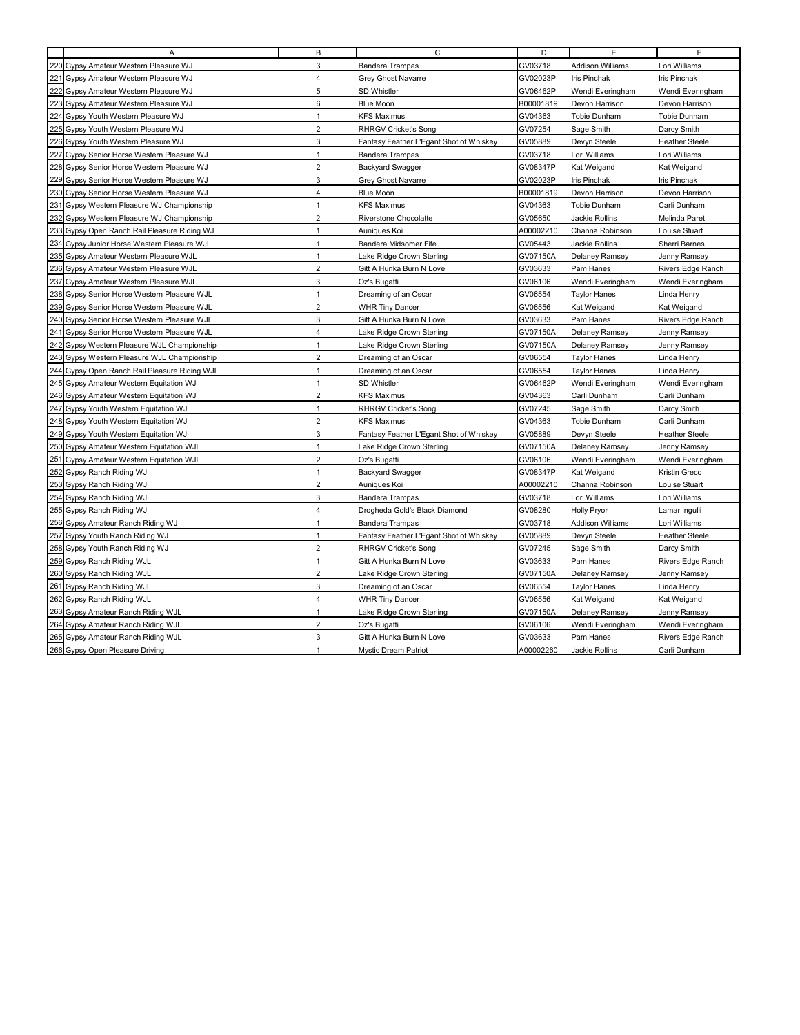| | A | B | C | D | E | F |
|---|---|---|---|---|---|---|
| 220 | Gypsy Amateur Western Pleasure WJ | 3 | Bandera Trampas | GV03718 | Addison Williams | Lori Williams |
| 221 | Gypsy Amateur Western Pleasure WJ | 4 | Grey Ghost Navarre | GV02023P | Iris Pinchak | Iris Pinchak |
| 222 | Gypsy Amateur Western Pleasure WJ | 5 | SD Whistler | GV06462P | Wendi Everingham | Wendi Everingham |
| 223 | Gypsy Amateur Western Pleasure WJ | 6 | Blue Moon | B00001819 | Devon Harrison | Devon Harrison |
| 224 | Gypsy Youth Western Pleasure WJ | 1 | KFS Maximus | GV04363 | Tobie Dunham | Tobie Dunham |
| 225 | Gypsy Youth Western Pleasure WJ | 2 | RHRGV Cricket's Song | GV07254 | Sage Smith | Darcy Smith |
| 226 | Gypsy Youth Western Pleasure WJ | 3 | Fantasy Feather L'Egant Shot of Whiskey | GV05889 | Devyn Steele | Heather Steele |
| 227 | Gypsy Senior Horse Western Pleasure WJ | 1 | Bandera Trampas | GV03718 | Lori Williams | Lori Williams |
| 228 | Gypsy Senior Horse Western Pleasure WJ | 2 | Backyard Swagger | GV08347P | Kat Weigand | Kat Weigand |
| 229 | Gypsy Senior Horse Western Pleasure WJ | 3 | Grey Ghost Navarre | GV02023P | Iris Pinchak | Iris Pinchak |
| 230 | Gypsy Senior Horse Western Pleasure WJ | 4 | Blue Moon | B00001819 | Devon Harrison | Devon Harrison |
| 231 | Gypsy Western Pleasure WJ Championship | 1 | KFS Maximus | GV04363 | Tobie Dunham | Carli Dunham |
| 232 | Gypsy Western Pleasure WJ Championship | 2 | Riverstone Chocolatte | GV05650 | Jackie Rollins | Melinda Paret |
| 233 | Gypsy Open Ranch Rail Pleasure Riding WJ | 1 | Auniques Koi | A00002210 | Channa Robinson | Louise Stuart |
| 234 | Gypsy Junior Horse Western Pleasure WJL | 1 | Bandera Midsomer Fife | GV05443 | Jackie Rollins | Sherri Barnes |
| 235 | Gypsy Amateur Western Pleasure WJL | 1 | Lake Ridge Crown Sterling | GV07150A | Delaney Ramsey | Jenny Ramsey |
| 236 | Gypsy Amateur Western Pleasure WJL | 2 | Gitt A Hunka Burn N Love | GV03633 | Pam Hanes | Rivers Edge Ranch |
| 237 | Gypsy Amateur Western Pleasure WJL | 3 | Oz's Bugatti | GV06106 | Wendi Everingham | Wendi Everingham |
| 238 | Gypsy Senior Horse Western Pleasure WJL | 1 | Dreaming of an Oscar | GV06554 | Taylor Hanes | Linda Henry |
| 239 | Gypsy Senior Horse Western Pleasure WJL | 2 | WHR Tiny Dancer | GV06556 | Kat Weigand | Kat Weigand |
| 240 | Gypsy Senior Horse Western Pleasure WJL | 3 | Gitt A Hunka Burn N Love | GV03633 | Pam Hanes | Rivers Edge Ranch |
| 241 | Gypsy Senior Horse Western Pleasure WJL | 4 | Lake Ridge Crown Sterling | GV07150A | Delaney Ramsey | Jenny Ramsey |
| 242 | Gypsy Western Pleasure WJL Championship | 1 | Lake Ridge Crown Sterling | GV07150A | Delaney Ramsey | Jenny Ramsey |
| 243 | Gypsy Western Pleasure WJL Championship | 2 | Dreaming of an Oscar | GV06554 | Taylor Hanes | Linda Henry |
| 244 | Gypsy Open Ranch Rail Pleasure Riding WJL | 1 | Dreaming of an Oscar | GV06554 | Taylor Hanes | Linda Henry |
| 245 | Gypsy Amateur Western Equitation WJ | 1 | SD Whistler | GV06462P | Wendi Everingham | Wendi Everingham |
| 246 | Gypsy Amateur Western Equitation WJ | 2 | KFS Maximus | GV04363 | Carli Dunham | Carli Dunham |
| 247 | Gypsy Youth Western Equitation WJ | 1 | RHRGV Cricket's Song | GV07245 | Sage Smith | Darcy Smith |
| 248 | Gypsy Youth Western Equitation WJ | 2 | KFS Maximus | GV04363 | Tobie Dunham | Carli Dunham |
| 249 | Gypsy Youth Western Equitation WJ | 3 | Fantasy Feather L'Egant Shot of Whiskey | GV05889 | Devyn Steele | Heather Steele |
| 250 | Gypsy Amateur Western Equitation WJL | 1 | Lake Ridge Crown Sterling | GV07150A | Delaney Ramsey | Jenny Ramsey |
| 251 | Gypsy Amateur Western Equitation WJL | 2 | Oz's Bugatti | GV06106 | Wendi Everingham | Wendi Everingham |
| 252 | Gypsy Ranch Riding WJ | 1 | Backyard Swagger | GV08347P | Kat Weigand | Kristin Greco |
| 253 | Gypsy Ranch Riding WJ | 2 | Auniques Koi | A00002210 | Channa Robinson | Louise Stuart |
| 254 | Gypsy Ranch Riding WJ | 3 | Bandera Trampas | GV03718 | Lori Williams | Lori Williams |
| 255 | Gypsy Ranch Riding WJ | 4 | Drogheda Gold's Black Diamond | GV08280 | Holly Pryor | Lamar Ingulli |
| 256 | Gypsy Amateur Ranch Riding WJ | 1 | Bandera Trampas | GV03718 | Addison Williams | Lori Williams |
| 257 | Gypsy Youth Ranch Riding WJ | 1 | Fantasy Feather L'Egant Shot of Whiskey | GV05889 | Devyn Steele | Heather Steele |
| 258 | Gypsy Youth Ranch Riding WJ | 2 | RHRGV Cricket's Song | GV07245 | Sage Smith | Darcy Smith |
| 259 | Gypsy Ranch Riding WJL | 1 | Gitt A Hunka Burn N Love | GV03633 | Pam Hanes | Rivers Edge Ranch |
| 260 | Gypsy Ranch Riding WJL | 2 | Lake Ridge Crown Sterling | GV07150A | Delaney Ramsey | Jenny Ramsey |
| 261 | Gypsy Ranch Riding WJL | 3 | Dreaming of an Oscar | GV06554 | Taylor Hanes | Linda Henry |
| 262 | Gypsy Ranch Riding WJL | 4 | WHR Tiny Dancer | GV06556 | Kat Weigand | Kat Weigand |
| 263 | Gypsy Amateur Ranch Riding WJL | 1 | Lake Ridge Crown Sterling | GV07150A | Delaney Ramsey | Jenny Ramsey |
| 264 | Gypsy Amateur Ranch Riding WJL | 2 | Oz's Bugatti | GV06106 | Wendi Everingham | Wendi Everingham |
| 265 | Gypsy Amateur Ranch Riding WJL | 3 | Gitt A Hunka Burn N Love | GV03633 | Pam Hanes | Rivers Edge Ranch |
| 266 | Gypsy Open Pleasure Driving | 1 | Mystic Dream Patriot | A00002260 | Jackie Rollins | Carli Dunham |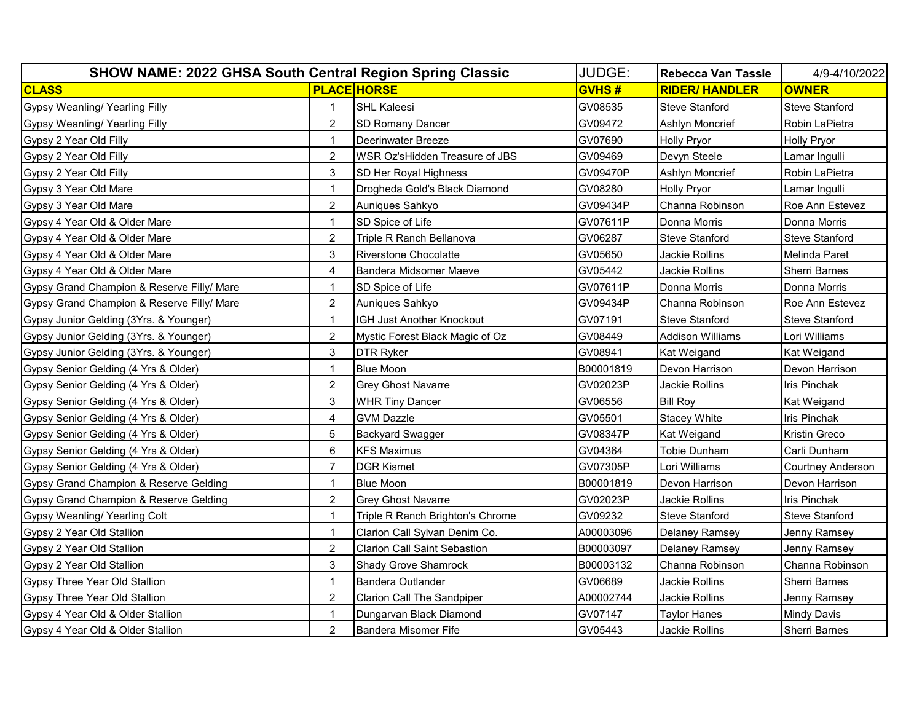| SHOW NAME: 2022 GHSA South Central Region Spring Classic | | | JUDGE: | Rebecca Van Tassle | 4/9-4/10/2022 |
|---|---|---|---|---|---|
| **CLASS** | **PLACE** | **HORSE** | **GVHS #** | **RIDER/ HANDLER** | **OWNER** |
| Gypsy Weanling/ Yearling Filly | 1 | SHL Kaleesi | GV08535 | Steve Stanford | Steve Stanford |
| Gypsy Weanling/ Yearling Filly | 2 | SD Romany Dancer | GV09472 | Ashlyn Moncrief | Robin LaPietra |
| Gypsy 2 Year Old Filly | 1 | Deerinwater Breeze | GV07690 | Holly Pryor | Holly Pryor |
| Gypsy 2 Year Old Filly | 2 | WSR Oz'sHidden Treasure of JBS | GV09469 | Devyn Steele | Lamar Ingulli |
| Gypsy 2 Year Old Filly | 3 | SD Her Royal Highness | GV09470P | Ashlyn Moncrief | Robin LaPietra |
| Gypsy 3 Year Old Mare | 1 | Drogheda Gold's Black Diamond | GV08280 | Holly Pryor | Lamar Ingulli |
| Gypsy 3 Year Old Mare | 2 | Auniques Sahkyo | GV09434P | Channa Robinson | Roe Ann Estevez |
| Gypsy 4 Year Old & Older Mare | 1 | SD Spice of Life | GV07611P | Donna Morris | Donna Morris |
| Gypsy 4 Year Old & Older Mare | 2 | Triple R Ranch Bellanova | GV06287 | Steve Stanford | Steve Stanford |
| Gypsy 4 Year Old & Older Mare | 3 | Riverstone Chocolatte | GV05650 | Jackie Rollins | Melinda Paret |
| Gypsy 4 Year Old & Older Mare | 4 | Bandera Midsomer Maeve | GV05442 | Jackie Rollins | Sherri Barnes |
| Gypsy Grand Champion & Reserve Filly/ Mare | 1 | SD Spice of Life | GV07611P | Donna Morris | Donna Morris |
| Gypsy Grand Champion & Reserve Filly/ Mare | 2 | Auniques Sahkyo | GV09434P | Channa Robinson | Roe Ann Estevez |
| Gypsy Junior Gelding (3Yrs. & Younger) | 1 | IGH Just Another Knockout | GV07191 | Steve Stanford | Steve Stanford |
| Gypsy Junior Gelding (3Yrs. & Younger) | 2 | Mystic Forest Black Magic of Oz | GV08449 | Addison Williams | Lori Williams |
| Gypsy Junior Gelding (3Yrs. & Younger) | 3 | DTR Ryker | GV08941 | Kat Weigand | Kat Weigand |
| Gypsy Senior Gelding (4 Yrs & Older) | 1 | Blue Moon | B00001819 | Devon Harrison | Devon Harrison |
| Gypsy Senior Gelding (4 Yrs & Older) | 2 | Grey Ghost Navarre | GV02023P | Jackie Rollins | Iris Pinchak |
| Gypsy Senior Gelding (4 Yrs & Older) | 3 | WHR Tiny Dancer | GV06556 | Bill Roy | Kat Weigand |
| Gypsy Senior Gelding (4 Yrs & Older) | 4 | GVM Dazzle | GV05501 | Stacey White | Iris Pinchak |
| Gypsy Senior Gelding (4 Yrs & Older) | 5 | Backyard Swagger | GV08347P | Kat Weigand | Kristin Greco |
| Gypsy Senior Gelding (4 Yrs & Older) | 6 | KFS Maximus | GV04364 | Tobie Dunham | Carli Dunham |
| Gypsy Senior Gelding (4 Yrs & Older) | 7 | DGR Kismet | GV07305P | Lori Williams | Courtney Anderson |
| Gypsy Grand Champion & Reserve Gelding | 1 | Blue Moon | B00001819 | Devon Harrison | Devon Harrison |
| Gypsy Grand Champion & Reserve Gelding | 2 | Grey Ghost Navarre | GV02023P | Jackie Rollins | Iris Pinchak |
| Gypsy Weanling/ Yearling Colt | 1 | Triple R Ranch Brighton's Chrome | GV09232 | Steve Stanford | Steve Stanford |
| Gypsy 2 Year Old Stallion | 1 | Clarion Call Sylvan Denim Co. | A00003096 | Delaney Ramsey | Jenny Ramsey |
| Gypsy 2 Year Old Stallion | 2 | Clarion Call Saint Sebastion | B00003097 | Delaney Ramsey | Jenny Ramsey |
| Gypsy 2 Year Old Stallion | 3 | Shady Grove Shamrock | B00003132 | Channa Robinson | Channa Robinson |
| Gypsy Three Year Old Stallion | 1 | Bandera Outlander | GV06689 | Jackie Rollins | Sherri Barnes |
| Gypsy Three Year Old Stallion | 2 | Clarion Call The Sandpiper | A00002744 | Jackie Rollins | Jenny Ramsey |
| Gypsy 4 Year Old & Older Stallion | 1 | Dungarvan Black Diamond | GV07147 | Taylor Hanes | Mindy Davis |
| Gypsy 4 Year Old & Older Stallion | 2 | Bandera Misomer Fife | GV05443 | Jackie Rollins | Sherri Barnes |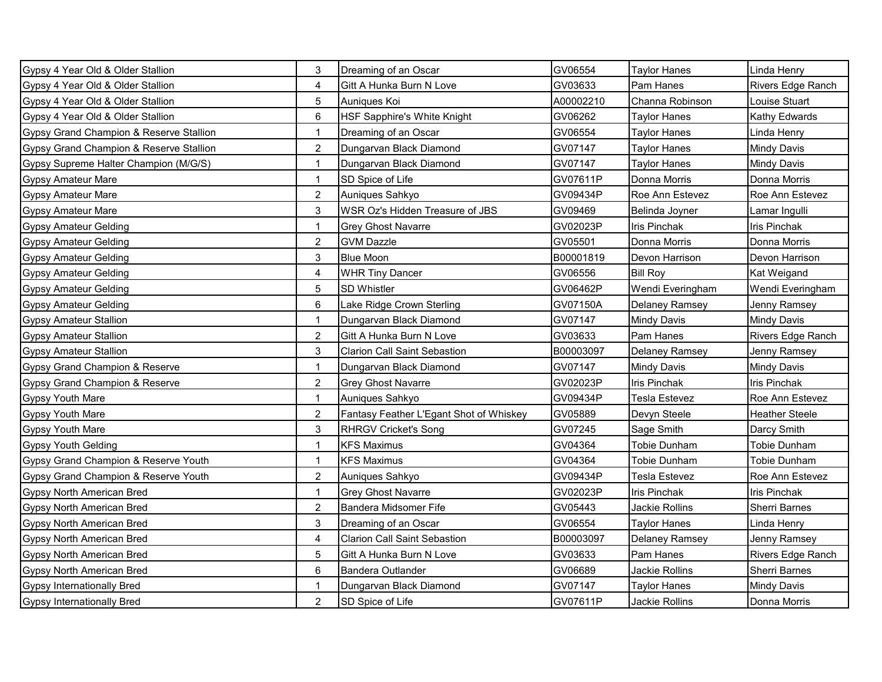| | | | | | |
|---|---|---|---|---|---|
| Gypsy 4 Year Old & Older Stallion | 3 | Dreaming of an Oscar | GV06554 | Taylor Hanes | Linda Henry |
| Gypsy 4 Year Old & Older Stallion | 4 | Gitt A Hunka Burn N Love | GV03633 | Pam Hanes | Rivers Edge Ranch |
| Gypsy 4 Year Old & Older Stallion | 5 | Auniques Koi | A00002210 | Channa Robinson | Louise Stuart |
| Gypsy 4 Year Old & Older Stallion | 6 | HSF Sapphire's White Knight | GV06262 | Taylor Hanes | Kathy Edwards |
| Gypsy Grand Champion & Reserve Stallion | 1 | Dreaming of an Oscar | GV06554 | Taylor Hanes | Linda Henry |
| Gypsy Grand Champion & Reserve Stallion | 2 | Dungarvan Black Diamond | GV07147 | Taylor Hanes | Mindy Davis |
| Gypsy Supreme Halter Champion (M/G/S) | 1 | Dungarvan Black Diamond | GV07147 | Taylor Hanes | Mindy Davis |
| Gypsy Amateur Mare | 1 | SD Spice of Life | GV07611P | Donna Morris | Donna Morris |
| Gypsy Amateur Mare | 2 | Auniques Sahkyo | GV09434P | Roe Ann Estevez | Roe Ann Estevez |
| Gypsy Amateur Mare | 3 | WSR Oz's Hidden Treasure of JBS | GV09469 | Belinda Joyner | Lamar Ingulli |
| Gypsy Amateur Gelding | 1 | Grey Ghost Navarre | GV02023P | Iris Pinchak | Iris Pinchak |
| Gypsy Amateur Gelding | 2 | GVM Dazzle | GV05501 | Donna Morris | Donna Morris |
| Gypsy Amateur Gelding | 3 | Blue Moon | B00001819 | Devon Harrison | Devon Harrison |
| Gypsy Amateur Gelding | 4 | WHR Tiny Dancer | GV06556 | Bill Roy | Kat Weigand |
| Gypsy Amateur Gelding | 5 | SD Whistler | GV06462P | Wendi Everingham | Wendi Everingham |
| Gypsy Amateur Gelding | 6 | Lake Ridge Crown Sterling | GV07150A | Delaney Ramsey | Jenny Ramsey |
| Gypsy Amateur Stallion | 1 | Dungarvan Black Diamond | GV07147 | Mindy Davis | Mindy Davis |
| Gypsy Amateur Stallion | 2 | Gitt A Hunka Burn N Love | GV03633 | Pam Hanes | Rivers Edge Ranch |
| Gypsy Amateur Stallion | 3 | Clarion Call Saint Sebastion | B00003097 | Delaney Ramsey | Jenny Ramsey |
| Gypsy Grand Champion & Reserve | 1 | Dungarvan Black Diamond | GV07147 | Mindy Davis | Mindy Davis |
| Gypsy Grand Champion & Reserve | 2 | Grey Ghost Navarre | GV02023P | Iris Pinchak | Iris Pinchak |
| Gypsy Youth Mare | 1 | Auniques Sahkyo | GV09434P | Tesla Estevez | Roe Ann Estevez |
| Gypsy Youth Mare | 2 | Fantasy Feather L'Egant Shot of Whiskey | GV05889 | Devyn Steele | Heather Steele |
| Gypsy Youth Mare | 3 | RHRGV Cricket's Song | GV07245 | Sage Smith | Darcy Smith |
| Gypsy Youth Gelding | 1 | KFS Maximus | GV04364 | Tobie Dunham | Tobie Dunham |
| Gypsy Grand Champion & Reserve Youth | 1 | KFS Maximus | GV04364 | Tobie Dunham | Tobie Dunham |
| Gypsy Grand Champion & Reserve Youth | 2 | Auniques Sahkyo | GV09434P | Tesla Estevez | Roe Ann Estevez |
| Gypsy North American Bred | 1 | Grey Ghost Navarre | GV02023P | Iris Pinchak | Iris Pinchak |
| Gypsy North American Bred | 2 | Bandera Midsomer Fife | GV05443 | Jackie Rollins | Sherri Barnes |
| Gypsy North American Bred | 3 | Dreaming of an Oscar | GV06554 | Taylor Hanes | Linda Henry |
| Gypsy North American Bred | 4 | Clarion Call Saint Sebastion | B00003097 | Delaney Ramsey | Jenny Ramsey |
| Gypsy North American Bred | 5 | Gitt A Hunka Burn N Love | GV03633 | Pam Hanes | Rivers Edge Ranch |
| Gypsy North American Bred | 6 | Bandera Outlander | GV06689 | Jackie Rollins | Sherri Barnes |
| Gypsy Internationally Bred | 1 | Dungarvan Black Diamond | GV07147 | Taylor Hanes | Mindy Davis |
| Gypsy Internationally Bred | 2 | SD Spice of Life | GV07611P | Jackie Rollins | Donna Morris |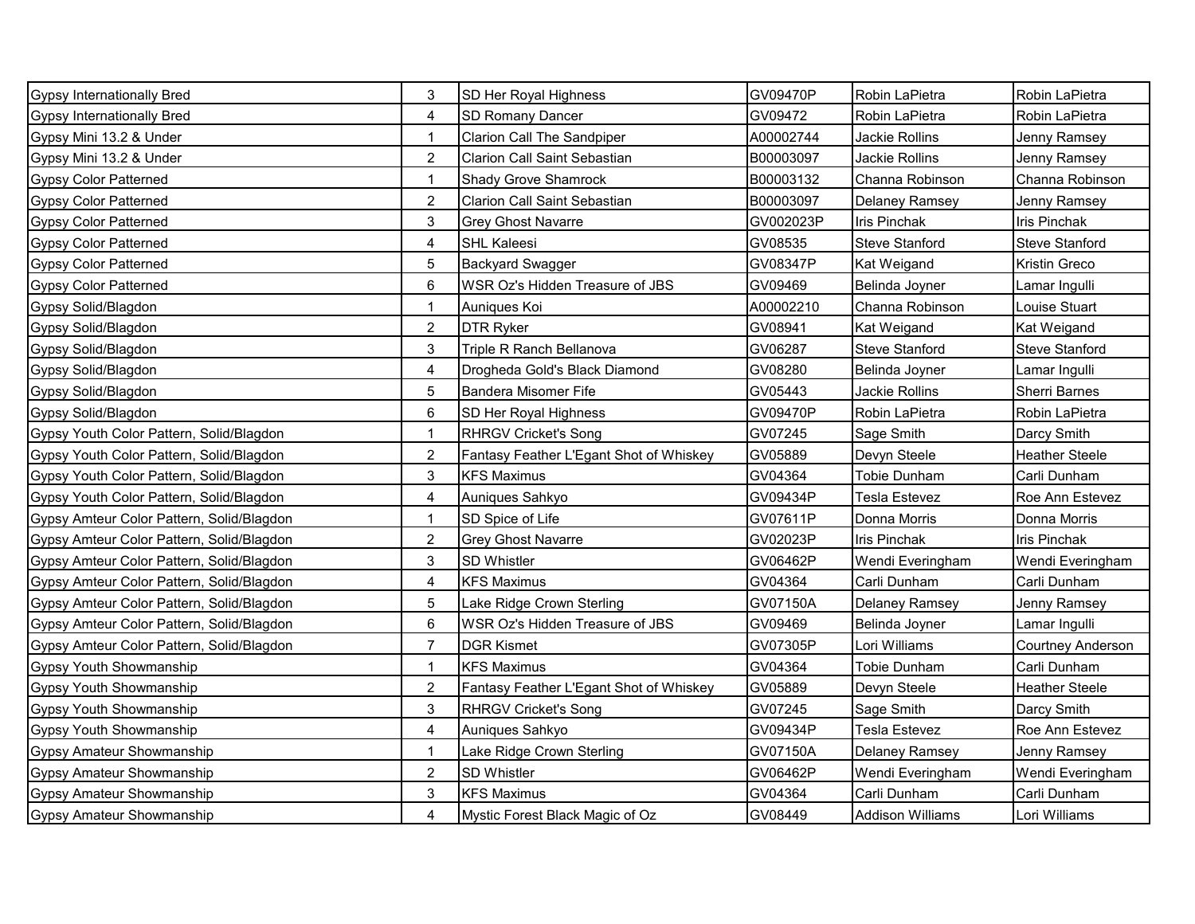| Gypsy Internationally Bred | 3 | SD Her Royal Highness | GV09470P | Robin LaPietra | Robin LaPietra |
|---|---|---|---|---|---|
| Gypsy Internationally Bred | 4 | SD Romany Dancer | GV09472 | Robin LaPietra | Robin LaPietra |
| Gypsy Mini 13.2 & Under | 1 | Clarion Call The Sandpiper | A00002744 | Jackie Rollins | Jenny Ramsey |
| Gypsy Mini 13.2 & Under | 2 | Clarion Call Saint Sebastian | B00003097 | Jackie Rollins | Jenny Ramsey |
| Gypsy Color Patterned | 1 | Shady Grove Shamrock | B00003132 | Channa Robinson | Channa Robinson |
| Gypsy Color Patterned | 2 | Clarion Call Saint Sebastian | B00003097 | Delaney Ramsey | Jenny Ramsey |
| Gypsy Color Patterned | 3 | Grey Ghost Navarre | GV002023P | Iris Pinchak | Iris Pinchak |
| Gypsy Color Patterned | 4 | SHL Kaleesi | GV08535 | Steve Stanford | Steve Stanford |
| Gypsy Color Patterned | 5 | Backyard Swagger | GV08347P | Kat Weigand | Kristin Greco |
| Gypsy Color Patterned | 6 | WSR Oz's Hidden Treasure of JBS | GV09469 | Belinda Joyner | Lamar Ingulli |
| Gypsy Solid/Blagdon | 1 | Auniques Koi | A00002210 | Channa Robinson | Louise Stuart |
| Gypsy Solid/Blagdon | 2 | DTR Ryker | GV08941 | Kat Weigand | Kat Weigand |
| Gypsy Solid/Blagdon | 3 | Triple R Ranch Bellanova | GV06287 | Steve Stanford | Steve Stanford |
| Gypsy Solid/Blagdon | 4 | Drogheda Gold's Black Diamond | GV08280 | Belinda Joyner | Lamar Ingulli |
| Gypsy Solid/Blagdon | 5 | Bandera Misomer Fife | GV05443 | Jackie Rollins | Sherri Barnes |
| Gypsy Solid/Blagdon | 6 | SD Her Royal Highness | GV09470P | Robin LaPietra | Robin LaPietra |
| Gypsy Youth Color Pattern, Solid/Blagdon | 1 | RHRGV Cricket's Song | GV07245 | Sage Smith | Darcy Smith |
| Gypsy Youth Color Pattern, Solid/Blagdon | 2 | Fantasy Feather L'Egant Shot of Whiskey | GV05889 | Devyn Steele | Heather Steele |
| Gypsy Youth Color Pattern, Solid/Blagdon | 3 | KFS Maximus | GV04364 | Tobie Dunham | Carli Dunham |
| Gypsy Youth Color Pattern, Solid/Blagdon | 4 | Auniques Sahkyo | GV09434P | Tesla Estevez | Roe Ann Estevez |
| Gypsy Amteur Color Pattern, Solid/Blagdon | 1 | SD Spice of Life | GV07611P | Donna Morris | Donna Morris |
| Gypsy Amteur Color Pattern, Solid/Blagdon | 2 | Grey Ghost Navarre | GV02023P | Iris Pinchak | Iris Pinchak |
| Gypsy Amteur Color Pattern, Solid/Blagdon | 3 | SD Whistler | GV06462P | Wendi Everingham | Wendi Everingham |
| Gypsy Amteur Color Pattern, Solid/Blagdon | 4 | KFS Maximus | GV04364 | Carli Dunham | Carli Dunham |
| Gypsy Amteur Color Pattern, Solid/Blagdon | 5 | Lake Ridge Crown Sterling | GV07150A | Delaney Ramsey | Jenny Ramsey |
| Gypsy Amteur Color Pattern, Solid/Blagdon | 6 | WSR Oz's Hidden Treasure of JBS | GV09469 | Belinda Joyner | Lamar Ingulli |
| Gypsy Amteur Color Pattern, Solid/Blagdon | 7 | DGR Kismet | GV07305P | Lori Williams | Courtney Anderson |
| Gypsy Youth Showmanship | 1 | KFS Maximus | GV04364 | Tobie Dunham | Carli Dunham |
| Gypsy Youth Showmanship | 2 | Fantasy Feather L'Egant Shot of Whiskey | GV05889 | Devyn Steele | Heather Steele |
| Gypsy Youth Showmanship | 3 | RHRGV Cricket's Song | GV07245 | Sage Smith | Darcy Smith |
| Gypsy Youth Showmanship | 4 | Auniques Sahkyo | GV09434P | Tesla Estevez | Roe Ann Estevez |
| Gypsy Amateur Showmanship | 1 | Lake Ridge Crown Sterling | GV07150A | Delaney Ramsey | Jenny Ramsey |
| Gypsy Amateur Showmanship | 2 | SD Whistler | GV06462P | Wendi Everingham | Wendi Everingham |
| Gypsy Amateur Showmanship | 3 | KFS Maximus | GV04364 | Carli Dunham | Carli Dunham |
| Gypsy Amateur Showmanship | 4 | Mystic Forest Black Magic of Oz | GV08449 | Addison Williams | Lori Williams |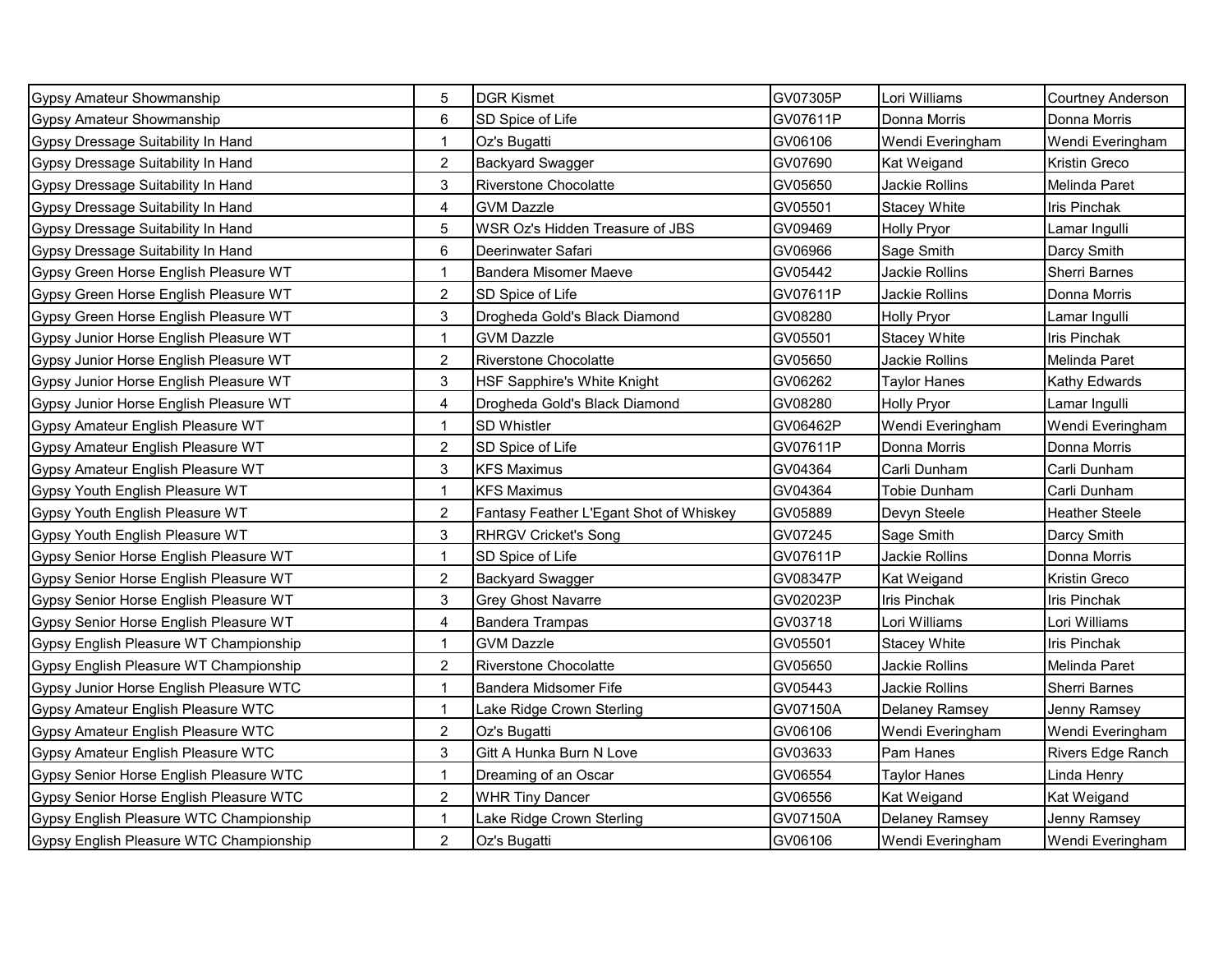| | | | | | |
|---|---|---|---|---|---|
| Gypsy Amateur Showmanship | 5 | DGR Kismet | GV07305P | Lori Williams | Courtney Anderson |
| Gypsy Amateur Showmanship | 6 | SD Spice of Life | GV07611P | Donna Morris | Donna Morris |
| Gypsy Dressage Suitability In Hand | 1 | Oz's Bugatti | GV06106 | Wendi Everingham | Wendi Everingham |
| Gypsy Dressage Suitability In Hand | 2 | Backyard Swagger | GV07690 | Kat Weigand | Kristin Greco |
| Gypsy Dressage Suitability In Hand | 3 | Riverstone Chocolatte | GV05650 | Jackie Rollins | Melinda Paret |
| Gypsy Dressage Suitability In Hand | 4 | GVM Dazzle | GV05501 | Stacey White | Iris Pinchak |
| Gypsy Dressage Suitability In Hand | 5 | WSR Oz's Hidden Treasure of JBS | GV09469 | Holly Pryor | Lamar Ingulli |
| Gypsy Dressage Suitability In Hand | 6 | Deerinwater Safari | GV06966 | Sage Smith | Darcy Smith |
| Gypsy Green Horse English Pleasure WT | 1 | Bandera Misomer Maeve | GV05442 | Jackie Rollins | Sherri Barnes |
| Gypsy Green Horse English Pleasure WT | 2 | SD Spice of Life | GV07611P | Jackie Rollins | Donna Morris |
| Gypsy Green Horse English Pleasure WT | 3 | Drogheda Gold's Black Diamond | GV08280 | Holly Pryor | Lamar Ingulli |
| Gypsy Junior Horse English Pleasure WT | 1 | GVM Dazzle | GV05501 | Stacey White | Iris Pinchak |
| Gypsy Junior Horse English Pleasure WT | 2 | Riverstone Chocolatte | GV05650 | Jackie Rollins | Melinda Paret |
| Gypsy Junior Horse English Pleasure WT | 3 | HSF Sapphire's White Knight | GV06262 | Taylor Hanes | Kathy Edwards |
| Gypsy Junior Horse English Pleasure WT | 4 | Drogheda Gold's Black Diamond | GV08280 | Holly Pryor | Lamar Ingulli |
| Gypsy Amateur English Pleasure WT | 1 | SD Whistler | GV06462P | Wendi Everingham | Wendi Everingham |
| Gypsy Amateur English Pleasure WT | 2 | SD Spice of Life | GV07611P | Donna Morris | Donna Morris |
| Gypsy Amateur English Pleasure WT | 3 | KFS Maximus | GV04364 | Carli Dunham | Carli Dunham |
| Gypsy Youth English Pleasure WT | 1 | KFS Maximus | GV04364 | Tobie Dunham | Carli Dunham |
| Gypsy Youth English Pleasure WT | 2 | Fantasy Feather L'Egant Shot of Whiskey | GV05889 | Devyn Steele | Heather Steele |
| Gypsy Youth English Pleasure WT | 3 | RHRGV Cricket's Song | GV07245 | Sage Smith | Darcy Smith |
| Gypsy Senior Horse English Pleasure WT | 1 | SD Spice of Life | GV07611P | Jackie Rollins | Donna Morris |
| Gypsy Senior Horse English Pleasure WT | 2 | Backyard Swagger | GV08347P | Kat Weigand | Kristin Greco |
| Gypsy Senior Horse English Pleasure WT | 3 | Grey Ghost Navarre | GV02023P | Iris Pinchak | Iris Pinchak |
| Gypsy Senior Horse English Pleasure WT | 4 | Bandera Trampas | GV03718 | Lori Williams | Lori Williams |
| Gypsy English Pleasure WT Championship | 1 | GVM Dazzle | GV05501 | Stacey White | Iris Pinchak |
| Gypsy English Pleasure WT Championship | 2 | Riverstone Chocolatte | GV05650 | Jackie Rollins | Melinda Paret |
| Gypsy Junior Horse English Pleasure WTC | 1 | Bandera Midsomer Fife | GV05443 | Jackie Rollins | Sherri Barnes |
| Gypsy Amateur English Pleasure WTC | 1 | Lake Ridge Crown Sterling | GV07150A | Delaney Ramsey | Jenny Ramsey |
| Gypsy Amateur English Pleasure WTC | 2 | Oz's Bugatti | GV06106 | Wendi Everingham | Wendi Everingham |
| Gypsy Amateur English Pleasure WTC | 3 | Gitt A Hunka Burn N Love | GV03633 | Pam Hanes | Rivers Edge Ranch |
| Gypsy Senior Horse English Pleasure WTC | 1 | Dreaming of an Oscar | GV06554 | Taylor Hanes | Linda Henry |
| Gypsy Senior Horse English Pleasure WTC | 2 | WHR Tiny Dancer | GV06556 | Kat Weigand | Kat Weigand |
| Gypsy English Pleasure WTC Championship | 1 | Lake Ridge Crown Sterling | GV07150A | Delaney Ramsey | Jenny Ramsey |
| Gypsy English Pleasure WTC Championship | 2 | Oz's Bugatti | GV06106 | Wendi Everingham | Wendi Everingham |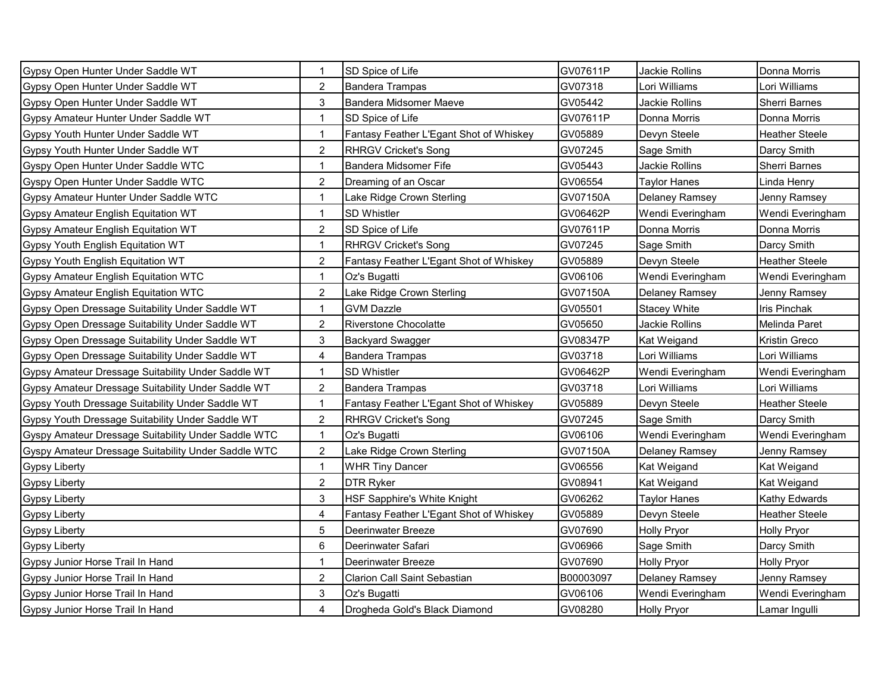| | | | | | |
|---|---|---|---|---|---|
| Gypsy Open Hunter Under Saddle WT | 1 | SD Spice of Life | GV07611P | Jackie Rollins | Donna Morris |
| Gypsy Open Hunter Under Saddle WT | 2 | Bandera Trampas | GV07318 | Lori Williams | Lori Williams |
| Gypsy Open Hunter Under Saddle WT | 3 | Bandera Midsomer Maeve | GV05442 | Jackie Rollins | Sherri Barnes |
| Gypsy Amateur Hunter Under Saddle WT | 1 | SD Spice of Life | GV07611P | Donna Morris | Donna Morris |
| Gypsy Youth Hunter Under Saddle WT | 1 | Fantasy Feather L'Egant Shot of Whiskey | GV05889 | Devyn Steele | Heather Steele |
| Gypsy Youth Hunter Under Saddle WT | 2 | RHRGV Cricket's Song | GV07245 | Sage Smith | Darcy Smith |
| Gyspy Open Hunter Under Saddle WTC | 1 | Bandera Midsomer Fife | GV05443 | Jackie Rollins | Sherri Barnes |
| Gyspy Open Hunter Under Saddle WTC | 2 | Dreaming of an Oscar | GV06554 | Taylor Hanes | Linda Henry |
| Gypsy Amateur Hunter Under Saddle WTC | 1 | Lake Ridge Crown Sterling | GV07150A | Delaney Ramsey | Jenny Ramsey |
| Gypsy Amateur English Equitation WT | 1 | SD Whistler | GV06462P | Wendi Everingham | Wendi Everingham |
| Gypsy Amateur English Equitation WT | 2 | SD Spice of Life | GV07611P | Donna Morris | Donna Morris |
| Gypsy Youth English Equitation WT | 1 | RHRGV Cricket's Song | GV07245 | Sage Smith | Darcy Smith |
| Gypsy Youth English Equitation WT | 2 | Fantasy Feather L'Egant Shot of Whiskey | GV05889 | Devyn Steele | Heather Steele |
| Gypsy Amateur English Equitation WTC | 1 | Oz's Bugatti | GV06106 | Wendi Everingham | Wendi Everingham |
| Gypsy Amateur English Equitation WTC | 2 | Lake Ridge Crown Sterling | GV07150A | Delaney Ramsey | Jenny Ramsey |
| Gypsy Open Dressage Suitability Under Saddle WT | 1 | GVM Dazzle | GV05501 | Stacey White | Iris Pinchak |
| Gypsy Open Dressage Suitability Under Saddle WT | 2 | Riverstone Chocolatte | GV05650 | Jackie Rollins | Melinda Paret |
| Gypsy Open Dressage Suitability Under Saddle WT | 3 | Backyard Swagger | GV08347P | Kat Weigand | Kristin Greco |
| Gypsy Open Dressage Suitability Under Saddle WT | 4 | Bandera Trampas | GV03718 | Lori Williams | Lori Williams |
| Gypsy Amateur Dressage Suitability Under Saddle WT | 1 | SD Whistler | GV06462P | Wendi Everingham | Wendi Everingham |
| Gypsy Amateur Dressage Suitability Under Saddle WT | 2 | Bandera Trampas | GV03718 | Lori Williams | Lori Williams |
| Gypsy Youth Dressage Suitability Under Saddle WT | 1 | Fantasy Feather L'Egant Shot of Whiskey | GV05889 | Devyn Steele | Heather Steele |
| Gypsy Youth Dressage Suitability Under Saddle WT | 2 | RHRGV Cricket's Song | GV07245 | Sage Smith | Darcy Smith |
| Gyspy Amateur Dressage Suitability Under Saddle WTC | 1 | Oz's Bugatti | GV06106 | Wendi Everingham | Wendi Everingham |
| Gyspy Amateur Dressage Suitability Under Saddle WTC | 2 | Lake Ridge Crown Sterling | GV07150A | Delaney Ramsey | Jenny Ramsey |
| Gypsy Liberty | 1 | WHR Tiny Dancer | GV06556 | Kat Weigand | Kat Weigand |
| Gypsy Liberty | 2 | DTR Ryker | GV08941 | Kat Weigand | Kat Weigand |
| Gypsy Liberty | 3 | HSF Sapphire's White Knight | GV06262 | Taylor Hanes | Kathy Edwards |
| Gypsy Liberty | 4 | Fantasy Feather L'Egant Shot of Whiskey | GV05889 | Devyn Steele | Heather Steele |
| Gypsy Liberty | 5 | Deerinwater Breeze | GV07690 | Holly Pryor | Holly Pryor |
| Gypsy Liberty | 6 | Deerinwater Safari | GV06966 | Sage Smith | Darcy Smith |
| Gypsy Junior Horse Trail In Hand | 1 | Deerinwater Breeze | GV07690 | Holly Pryor | Holly Pryor |
| Gypsy Junior Horse Trail In Hand | 2 | Clarion Call Saint Sebastian | B00003097 | Delaney Ramsey | Jenny Ramsey |
| Gypsy Junior Horse Trail In Hand | 3 | Oz's Bugatti | GV06106 | Wendi Everingham | Wendi Everingham |
| Gypsy Junior Horse Trail In Hand | 4 | Drogheda Gold's Black Diamond | GV08280 | Holly Pryor | Lamar Ingulli |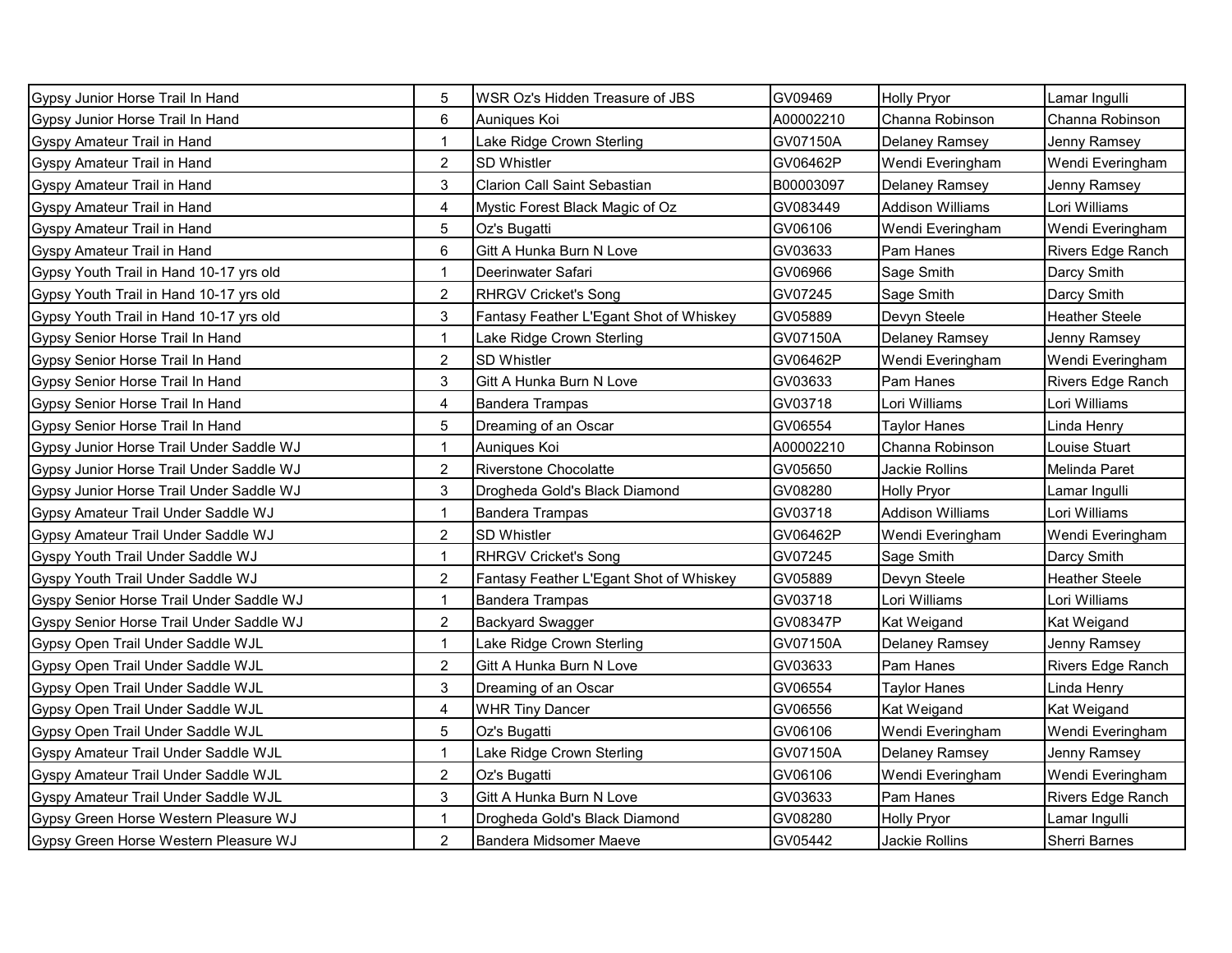| | | | | | |
|---|---|---|---|---|---|
| Gypsy Junior Horse Trail In Hand | 5 | WSR Oz's Hidden Treasure of JBS | GV09469 | Holly Pryor | Lamar Ingulli |
| Gypsy Junior Horse Trail In Hand | 6 | Auniques Koi | A00002210 | Channa Robinson | Channa Robinson |
| Gyspy Amateur Trail in Hand | 1 | Lake Ridge Crown Sterling | GV07150A | Delaney Ramsey | Jenny Ramsey |
| Gyspy Amateur Trail in Hand | 2 | SD Whistler | GV06462P | Wendi Everingham | Wendi Everingham |
| Gyspy Amateur Trail in Hand | 3 | Clarion Call Saint Sebastian | B00003097 | Delaney Ramsey | Jenny Ramsey |
| Gyspy Amateur Trail in Hand | 4 | Mystic Forest Black Magic of Oz | GV083449 | Addison Williams | Lori Williams |
| Gyspy Amateur Trail in Hand | 5 | Oz's Bugatti | GV06106 | Wendi Everingham | Wendi Everingham |
| Gyspy Amateur Trail in Hand | 6 | Gitt A Hunka Burn N Love | GV03633 | Pam Hanes | Rivers Edge Ranch |
| Gypsy Youth Trail in Hand 10-17 yrs old | 1 | Deerinwater Safari | GV06966 | Sage Smith | Darcy Smith |
| Gypsy Youth Trail in Hand 10-17 yrs old | 2 | RHRGV Cricket's Song | GV07245 | Sage Smith | Darcy Smith |
| Gypsy Youth Trail in Hand 10-17 yrs old | 3 | Fantasy Feather L'Egant Shot of Whiskey | GV05889 | Devyn Steele | Heather Steele |
| Gypsy Senior Horse Trail In Hand | 1 | Lake Ridge Crown Sterling | GV07150A | Delaney Ramsey | Jenny Ramsey |
| Gypsy Senior Horse Trail In Hand | 2 | SD Whistler | GV06462P | Wendi Everingham | Wendi Everingham |
| Gypsy Senior Horse Trail In Hand | 3 | Gitt A Hunka Burn N Love | GV03633 | Pam Hanes | Rivers Edge Ranch |
| Gypsy Senior Horse Trail In Hand | 4 | Bandera Trampas | GV03718 | Lori Williams | Lori Williams |
| Gypsy Senior Horse Trail In Hand | 5 | Dreaming of an Oscar | GV06554 | Taylor Hanes | Linda Henry |
| Gypsy Junior Horse Trail Under Saddle WJ | 1 | Auniques Koi | A00002210 | Channa Robinson | Louise Stuart |
| Gypsy Junior Horse Trail Under Saddle WJ | 2 | Riverstone Chocolatte | GV05650 | Jackie Rollins | Melinda Paret |
| Gypsy Junior Horse Trail Under Saddle WJ | 3 | Drogheda Gold's Black Diamond | GV08280 | Holly Pryor | Lamar Ingulli |
| Gypsy Amateur Trail Under Saddle WJ | 1 | Bandera Trampas | GV03718 | Addison Williams | Lori Williams |
| Gypsy Amateur Trail Under Saddle WJ | 2 | SD Whistler | GV06462P | Wendi Everingham | Wendi Everingham |
| Gyspy Youth Trail Under Saddle WJ | 1 | RHRGV Cricket's Song | GV07245 | Sage Smith | Darcy Smith |
| Gyspy Youth Trail Under Saddle WJ | 2 | Fantasy Feather L'Egant Shot of Whiskey | GV05889 | Devyn Steele | Heather Steele |
| Gyspy Senior Horse Trail Under Saddle WJ | 1 | Bandera Trampas | GV03718 | Lori Williams | Lori Williams |
| Gyspy Senior Horse Trail Under Saddle WJ | 2 | Backyard Swagger | GV08347P | Kat Weigand | Kat Weigand |
| Gypsy Open Trail Under Saddle WJL | 1 | Lake Ridge Crown Sterling | GV07150A | Delaney Ramsey | Jenny Ramsey |
| Gypsy Open Trail Under Saddle WJL | 2 | Gitt A Hunka Burn N Love | GV03633 | Pam Hanes | Rivers Edge Ranch |
| Gypsy Open Trail Under Saddle WJL | 3 | Dreaming of an Oscar | GV06554 | Taylor Hanes | Linda Henry |
| Gypsy Open Trail Under Saddle WJL | 4 | WHR Tiny Dancer | GV06556 | Kat Weigand | Kat Weigand |
| Gypsy Open Trail Under Saddle WJL | 5 | Oz's Bugatti | GV06106 | Wendi Everingham | Wendi Everingham |
| Gyspy Amateur Trail Under Saddle WJL | 1 | Lake Ridge Crown Sterling | GV07150A | Delaney Ramsey | Jenny Ramsey |
| Gyspy Amateur Trail Under Saddle WJL | 2 | Oz's Bugatti | GV06106 | Wendi Everingham | Wendi Everingham |
| Gyspy Amateur Trail Under Saddle WJL | 3 | Gitt A Hunka Burn N Love | GV03633 | Pam Hanes | Rivers Edge Ranch |
| Gypsy Green Horse Western Pleasure WJ | 1 | Drogheda Gold's Black Diamond | GV08280 | Holly Pryor | Lamar Ingulli |
| Gypsy Green Horse Western Pleasure WJ | 2 | Bandera Midsomer Maeve | GV05442 | Jackie Rollins | Sherri Barnes |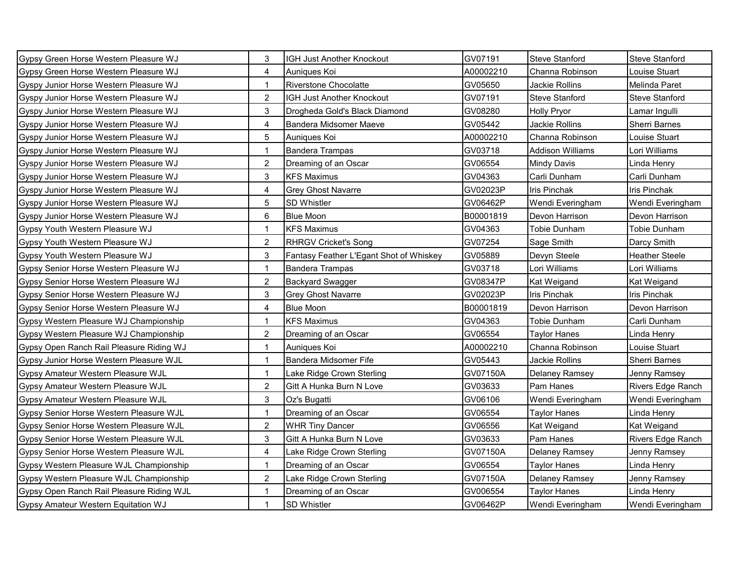| | | | | | |
|---|---|---|---|---|---|
| Gypsy Green Horse Western Pleasure WJ | 3 | IGH Just Another Knockout | GV07191 | Steve Stanford | Steve Stanford |
| Gypsy Green Horse Western Pleasure WJ | 4 | Auniques Koi | A00002210 | Channa Robinson | Louise Stuart |
| Gyspy Junior Horse Western Pleasure WJ | 1 | Riverstone Chocolatte | GV05650 | Jackie Rollins | Melinda Paret |
| Gyspy Junior Horse Western Pleasure WJ | 2 | IGH Just Another Knockout | GV07191 | Steve Stanford | Steve Stanford |
| Gyspy Junior Horse Western Pleasure WJ | 3 | Drogheda Gold's Black Diamond | GV08280 | Holly Pryor | Lamar Ingulli |
| Gyspy Junior Horse Western Pleasure WJ | 4 | Bandera Midsomer Maeve | GV05442 | Jackie Rollins | Sherri Barnes |
| Gyspy Junior Horse Western Pleasure WJ | 5 | Auniques Koi | A00002210 | Channa Robinson | Louise Stuart |
| Gyspy Junior Horse Western Pleasure WJ | 1 | Bandera Trampas | GV03718 | Addison Williams | Lori Williams |
| Gyspy Junior Horse Western Pleasure WJ | 2 | Dreaming of an Oscar | GV06554 | Mindy Davis | Linda Henry |
| Gyspy Junior Horse Western Pleasure WJ | 3 | KFS Maximus | GV04363 | Carli Dunham | Carli Dunham |
| Gyspy Junior Horse Western Pleasure WJ | 4 | Grey Ghost Navarre | GV02023P | Iris Pinchak | Iris Pinchak |
| Gyspy Junior Horse Western Pleasure WJ | 5 | SD Whistler | GV06462P | Wendi Everingham | Wendi Everingham |
| Gyspy Junior Horse Western Pleasure WJ | 6 | Blue Moon | B00001819 | Devon Harrison | Devon Harrison |
| Gypsy Youth Western Pleasure WJ | 1 | KFS Maximus | GV04363 | Tobie Dunham | Tobie Dunham |
| Gypsy Youth Western Pleasure WJ | 2 | RHRGV Cricket's Song | GV07254 | Sage Smith | Darcy Smith |
| Gypsy Youth Western Pleasure WJ | 3 | Fantasy Feather L'Egant Shot of Whiskey | GV05889 | Devyn Steele | Heather Steele |
| Gypsy Senior Horse Western Pleasure WJ | 1 | Bandera Trampas | GV03718 | Lori Williams | Lori Williams |
| Gypsy Senior Horse Western Pleasure WJ | 2 | Backyard Swagger | GV08347P | Kat Weigand | Kat Weigand |
| Gypsy Senior Horse Western Pleasure WJ | 3 | Grey Ghost Navarre | GV02023P | Iris Pinchak | Iris Pinchak |
| Gypsy Senior Horse Western Pleasure WJ | 4 | Blue Moon | B00001819 | Devon Harrison | Devon Harrison |
| Gypsy Western Pleasure WJ Championship | 1 | KFS Maximus | GV04363 | Tobie Dunham | Carli Dunham |
| Gypsy Western Pleasure WJ Championship | 2 | Dreaming of an Oscar | GV06554 | Taylor Hanes | Linda Henry |
| Gypsy Open Ranch Rail Pleasure Riding WJ | 1 | Auniques Koi | A00002210 | Channa Robinson | Louise Stuart |
| Gypsy Junior Horse Western Pleasure WJL | 1 | Bandera Midsomer Fife | GV05443 | Jackie Rollins | Sherri Barnes |
| Gypsy Amateur Western Pleasure WJL | 1 | Lake Ridge Crown Sterling | GV07150A | Delaney Ramsey | Jenny Ramsey |
| Gypsy Amateur Western Pleasure WJL | 2 | Gitt A Hunka Burn N Love | GV03633 | Pam Hanes | Rivers Edge Ranch |
| Gypsy Amateur Western Pleasure WJL | 3 | Oz's Bugatti | GV06106 | Wendi Everingham | Wendi Everingham |
| Gypsy Senior Horse Western Pleasure WJL | 1 | Dreaming of an Oscar | GV06554 | Taylor Hanes | Linda Henry |
| Gypsy Senior Horse Western Pleasure WJL | 2 | WHR Tiny Dancer | GV06556 | Kat Weigand | Kat Weigand |
| Gypsy Senior Horse Western Pleasure WJL | 3 | Gitt A Hunka Burn N Love | GV03633 | Pam Hanes | Rivers Edge Ranch |
| Gypsy Senior Horse Western Pleasure WJL | 4 | Lake Ridge Crown Sterling | GV07150A | Delaney Ramsey | Jenny Ramsey |
| Gypsy Western Pleasure WJL Championship | 1 | Dreaming of an Oscar | GV06554 | Taylor Hanes | Linda Henry |
| Gypsy Western Pleasure WJL Championship | 2 | Lake Ridge Crown Sterling | GV07150A | Delaney Ramsey | Jenny Ramsey |
| Gypsy Open Ranch Rail Pleasure Riding WJL | 1 | Dreaming of an Oscar | GV006554 | Taylor Hanes | Linda Henry |
| Gypsy Amateur Western Equitation WJ | 1 | SD Whistler | GV06462P | Wendi Everingham | Wendi Everingham |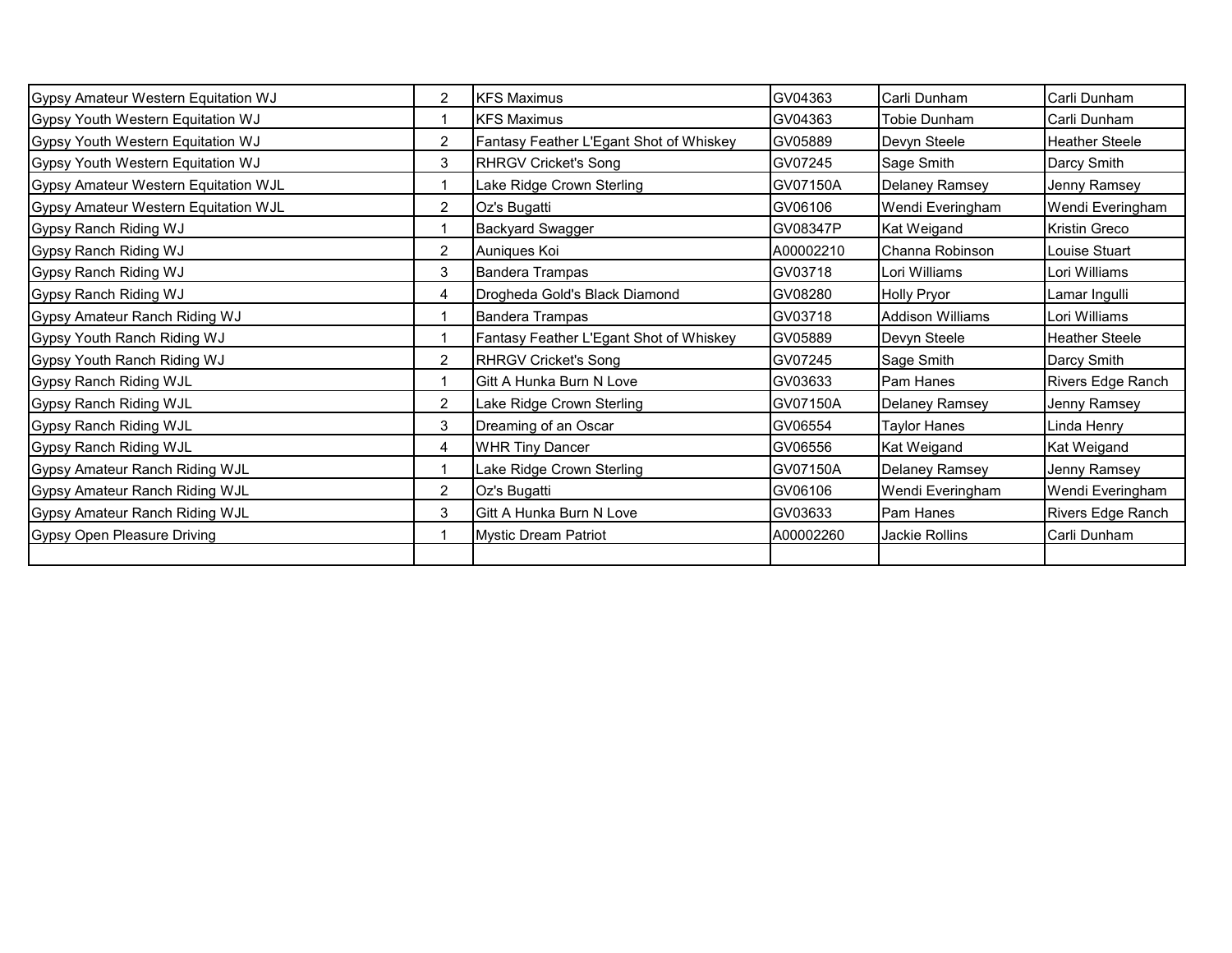| | | | | | |
|---|---|---|---|---|---|
| Gypsy Amateur Western Equitation WJ | 2 | KFS Maximus | GV04363 | Carli Dunham | Carli Dunham |
| Gypsy Youth Western Equitation WJ | 1 | KFS Maximus | GV04363 | Tobie Dunham | Carli Dunham |
| Gypsy Youth Western Equitation WJ | 2 | Fantasy Feather L'Egant Shot of Whiskey | GV05889 | Devyn Steele | Heather Steele |
| Gypsy Youth Western Equitation WJ | 3 | RHRGV Cricket's Song | GV07245 | Sage Smith | Darcy Smith |
| Gypsy Amateur Western Equitation WJL | 1 | Lake Ridge Crown Sterling | GV07150A | Delaney Ramsey | Jenny Ramsey |
| Gypsy Amateur Western Equitation WJL | 2 | Oz's Bugatti | GV06106 | Wendi Everingham | Wendi Everingham |
| Gypsy Ranch Riding WJ | 1 | Backyard Swagger | GV08347P | Kat Weigand | Kristin Greco |
| Gypsy Ranch Riding WJ | 2 | Auniques Koi | A00002210 | Channa Robinson | Louise Stuart |
| Gypsy Ranch Riding WJ | 3 | Bandera Trampas | GV03718 | Lori Williams | Lori Williams |
| Gypsy Ranch Riding WJ | 4 | Drogheda Gold's Black Diamond | GV08280 | Holly Pryor | Lamar Ingulli |
| Gypsy Amateur Ranch Riding WJ | 1 | Bandera Trampas | GV03718 | Addison Williams | Lori Williams |
| Gypsy Youth Ranch Riding WJ | 1 | Fantasy Feather L'Egant Shot of Whiskey | GV05889 | Devyn Steele | Heather Steele |
| Gypsy Youth Ranch Riding WJ | 2 | RHRGV Cricket's Song | GV07245 | Sage Smith | Darcy Smith |
| Gypsy Ranch Riding WJL | 1 | Gitt A Hunka Burn N Love | GV03633 | Pam Hanes | Rivers Edge Ranch |
| Gypsy Ranch Riding WJL | 2 | Lake Ridge Crown Sterling | GV07150A | Delaney Ramsey | Jenny Ramsey |
| Gypsy Ranch Riding WJL | 3 | Dreaming of an Oscar | GV06554 | Taylor Hanes | Linda Henry |
| Gypsy Ranch Riding WJL | 4 | WHR Tiny Dancer | GV06556 | Kat Weigand | Kat Weigand |
| Gypsy Amateur Ranch Riding WJL | 1 | Lake Ridge Crown Sterling | GV07150A | Delaney Ramsey | Jenny Ramsey |
| Gypsy Amateur Ranch Riding WJL | 2 | Oz's Bugatti | GV06106 | Wendi Everingham | Wendi Everingham |
| Gypsy Amateur Ranch Riding WJL | 3 | Gitt A Hunka Burn N Love | GV03633 | Pam Hanes | Rivers Edge Ranch |
| Gypsy Open Pleasure Driving | 1 | Mystic Dream Patriot | A00002260 | Jackie Rollins | Carli Dunham |
| | | | | | |